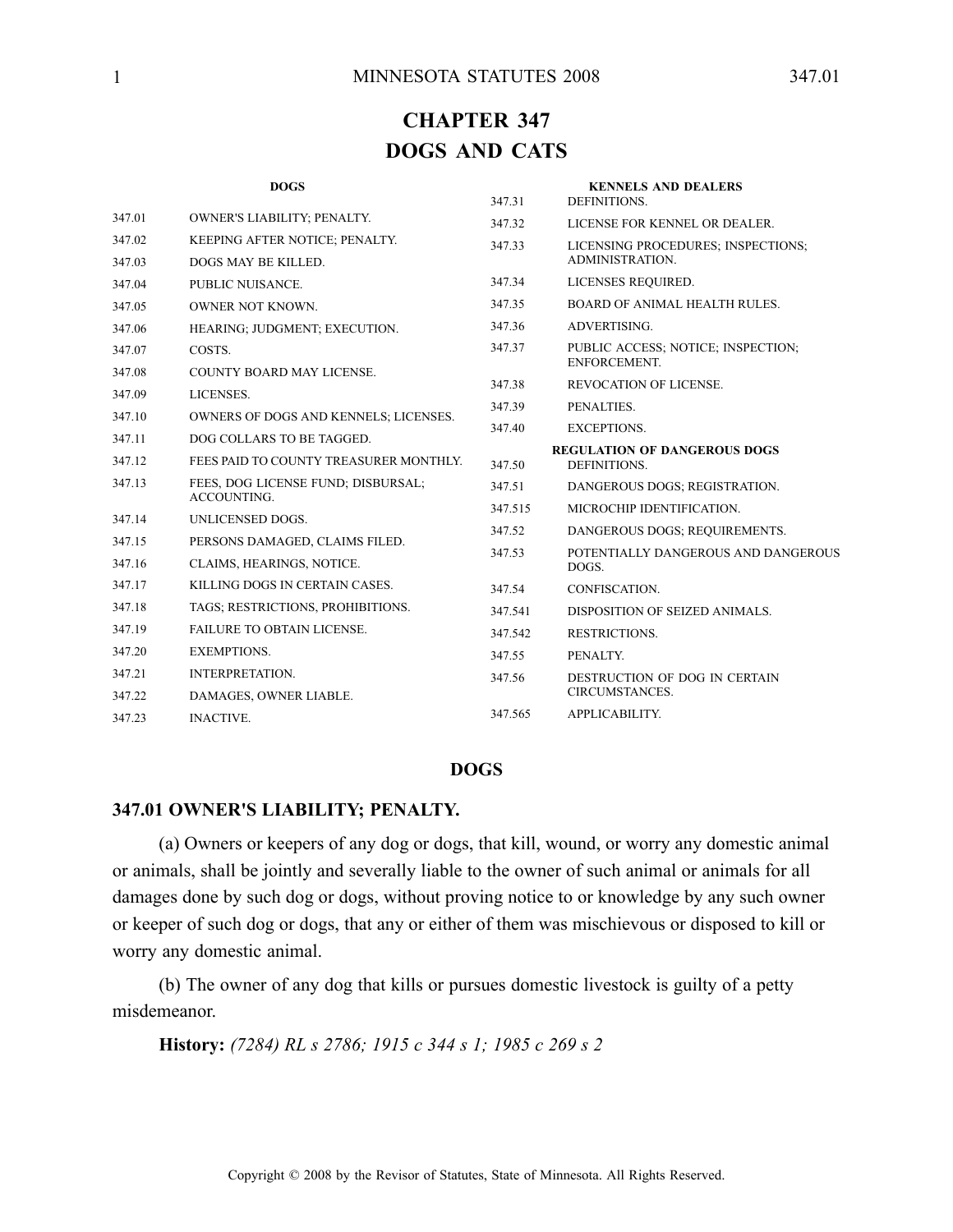# CHAPTER 347
# DOGS AND CATS

| | **DOGS** |
|---|---|
| 347.01 | OWNER'S LIABILITY; PENALTY. |
| 347.02 | KEEPING AFTER NOTICE; PENALTY. |
| 347.03 | DOGS MAY BE KILLED. |
| 347.04 | PUBLIC NUISANCE. |
| 347.05 | OWNER NOT KNOWN. |
| 347.06 | HEARING; JUDGMENT; EXECUTION. |
| 347.07 | COSTS. |
| 347.08 | COUNTY BOARD MAY LICENSE. |
| 347.09 | LICENSES. |
| 347.10 | OWNERS OF DOGS AND KENNELS; LICENSES. |
| 347.11 | DOG COLLARS TO BE TAGGED. |
| 347.12 | FEES PAID TO COUNTY TREASURER MONTHLY. |
| 347.13 | FEES, DOG LICENSE FUND; DISBURSAL; ACCOUNTING. |
| 347.14 | UNLICENSED DOGS. |
| 347.15 | PERSONS DAMAGED, CLAIMS FILED. |
| 347.16 | CLAIMS, HEARINGS, NOTICE. |
| 347.17 | KILLING DOGS IN CERTAIN CASES. |
| 347.18 | TAGS; RESTRICTIONS, PROHIBITIONS. |
| 347.19 | FAILURE TO OBTAIN LICENSE. |
| 347.20 | EXEMPTIONS. |
| 347.21 | INTERPRETATION. |
| 347.22 | DAMAGES, OWNER LIABLE. |
| 347.23 | INACTIVE. |
| | **KENNELS AND DEALERS** |
| 347.31 | DEFINITIONS. |
| 347.32 | LICENSE FOR KENNEL OR DEALER. |
| 347.33 | LICENSING PROCEDURES; INSPECTIONS; ADMINISTRATION. |
| 347.34 | LICENSES REQUIRED. |
| 347.35 | BOARD OF ANIMAL HEALTH RULES. |
| 347.36 | ADVERTISING. |
| 347.37 | PUBLIC ACCESS; NOTICE; INSPECTION; ENFORCEMENT. |
| 347.38 | REVOCATION OF LICENSE. |
| 347.39 | PENALTIES. |
| 347.40 | EXCEPTIONS. |
| | **REGULATION OF DANGEROUS DOGS** |
| 347.50 | DEFINITIONS. |
| 347.51 | DANGEROUS DOGS; REGISTRATION. |
| 347.515 | MICROCHIP IDENTIFICATION. |
| 347.52 | DANGEROUS DOGS; REQUIREMENTS. |
| 347.53 | POTENTIALLY DANGEROUS AND DANGEROUS DOGS. |
| 347.54 | CONFISCATION. |
| 347.541 | DISPOSITION OF SEIZED ANIMALS. |
| 347.542 | RESTRICTIONS. |
| 347.55 | PENALTY. |
| 347.56 | DESTRUCTION OF DOG IN CERTAIN CIRCUMSTANCES. |
| 347.565 | APPLICABILITY. |

## DOGS

### 347.01 OWNER'S LIABILITY; PENALTY.

(a) Owners or keepers of any dog or dogs, that kill, wound, or worry any domestic animal or animals, shall be jointly and severally liable to the owner of such animal or animals for all damages done by such dog or dogs, without proving notice to or knowledge by any such owner or keeper of such dog or dogs, that any or either of them was mischievous or disposed to kill or worry any domestic animal.

(b) The owner of any dog that kills or pursues domestic livestock is guilty of a petty misdemeanor.

**History:** *(7284) RL s 2786; 1915 c 344 s 1; 1985 c 269 s 2*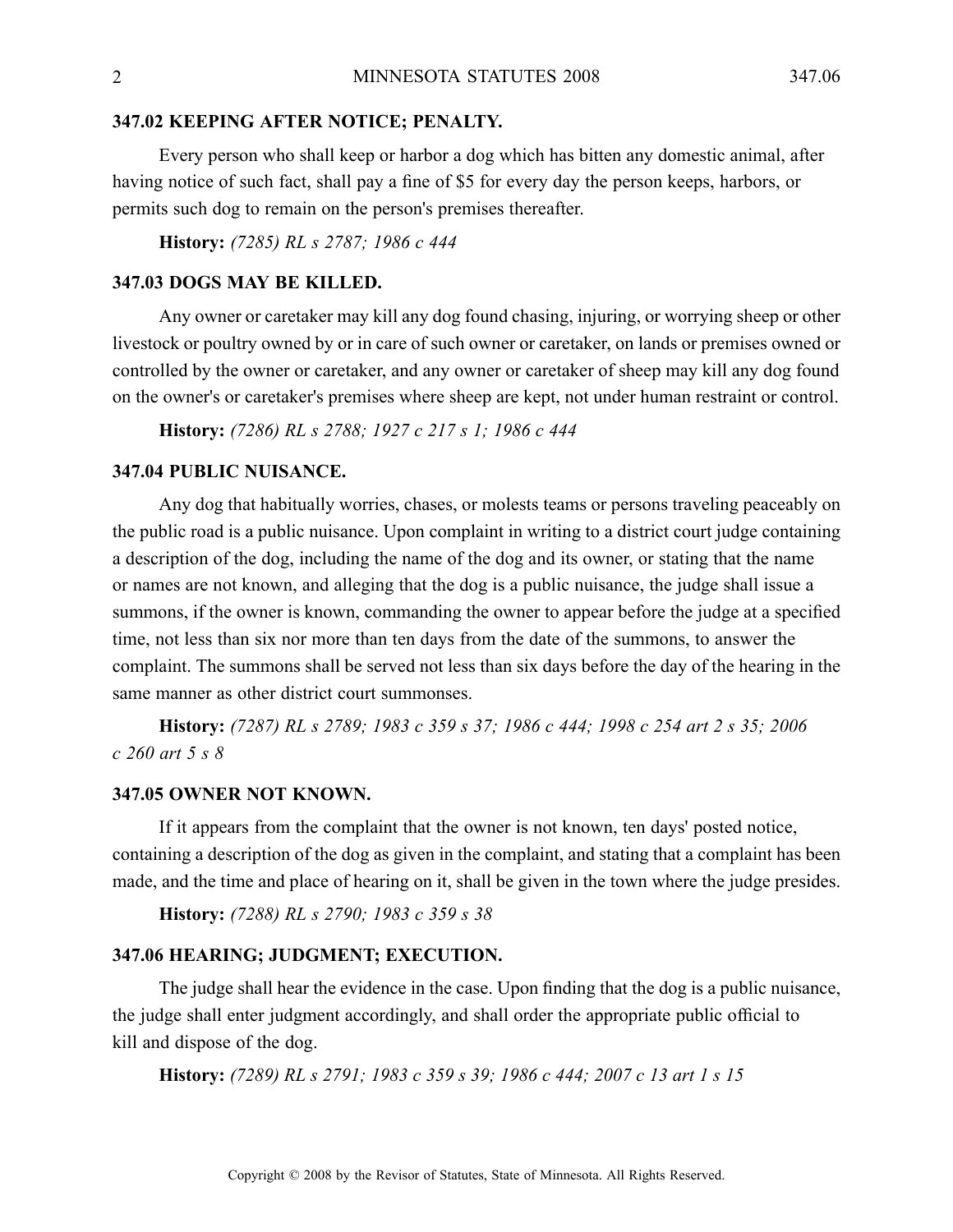### 347.02 KEEPING AFTER NOTICE; PENALTY.

Every person who shall keep or harbor a dog which has bitten any domestic animal, after having notice of such fact, shall pay a fine of $5 for every day the person keeps, harbors, or permits such dog to remain on the person's premises thereafter.

**History:** *(7285) RL s 2787; 1986 c 444*

### 347.03 DOGS MAY BE KILLED.

Any owner or caretaker may kill any dog found chasing, injuring, or worrying sheep or other livestock or poultry owned by or in care of such owner or caretaker, on lands or premises owned or controlled by the owner or caretaker, and any owner or caretaker of sheep may kill any dog found on the owner's or caretaker's premises where sheep are kept, not under human restraint or control.

**History:** *(7286) RL s 2788; 1927 c 217 s 1; 1986 c 444*

### 347.04 PUBLIC NUISANCE.

Any dog that habitually worries, chases, or molests teams or persons traveling peaceably on the public road is a public nuisance. Upon complaint in writing to a district court judge containing a description of the dog, including the name of the dog and its owner, or stating that the name or names are not known, and alleging that the dog is a public nuisance, the judge shall issue a summons, if the owner is known, commanding the owner to appear before the judge at a specified time, not less than six nor more than ten days from the date of the summons, to answer the complaint. The summons shall be served not less than six days before the day of the hearing in the same manner as other district court summonses.

**History:** *(7287) RL s 2789; 1983 c 359 s 37; 1986 c 444; 1998 c 254 art 2 s 35; 2006 c 260 art 5 s 8*

### 347.05 OWNER NOT KNOWN.

If it appears from the complaint that the owner is not known, ten days' posted notice, containing a description of the dog as given in the complaint, and stating that a complaint has been made, and the time and place of hearing on it, shall be given in the town where the judge presides.

**History:** *(7288) RL s 2790; 1983 c 359 s 38*

### 347.06 HEARING; JUDGMENT; EXECUTION.

The judge shall hear the evidence in the case. Upon finding that the dog is a public nuisance, the judge shall enter judgment accordingly, and shall order the appropriate public official to kill and dispose of the dog.

**History:** *(7289) RL s 2791; 1983 c 359 s 39; 1986 c 444; 2007 c 13 art 1 s 15*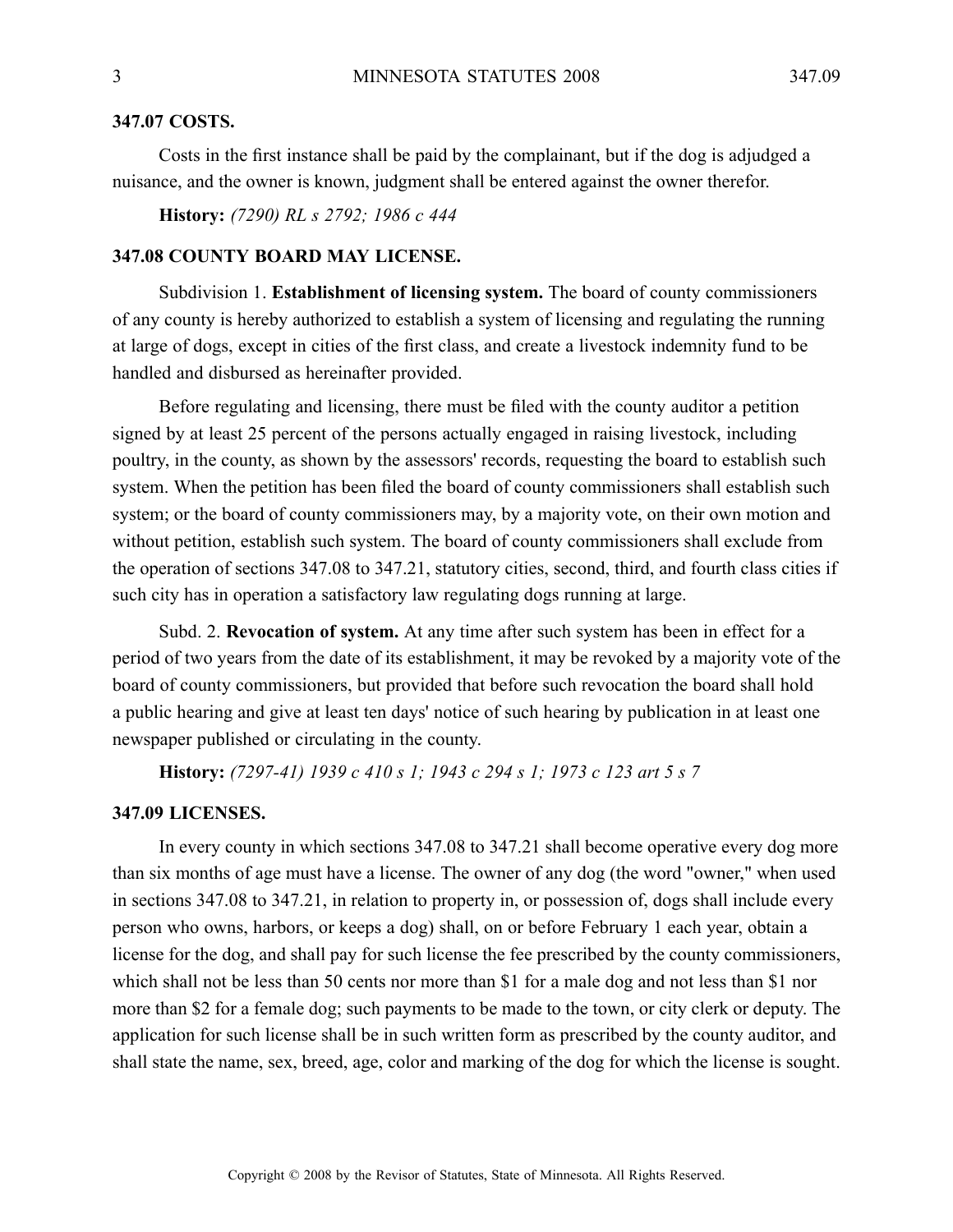**347.07 COSTS.**

Costs in the first instance shall be paid by the complainant, but if the dog is adjudged a nuisance, and the owner is known, judgment shall be entered against the owner therefor.

**History:** *(7290) RL s 2792; 1986 c 444*

**347.08 COUNTY BOARD MAY LICENSE.**

Subdivision 1. **Establishment of licensing system.** The board of county commissioners of any county is hereby authorized to establish a system of licensing and regulating the running at large of dogs, except in cities of the first class, and create a livestock indemnity fund to be handled and disbursed as hereinafter provided.

Before regulating and licensing, there must be filed with the county auditor a petition signed by at least 25 percent of the persons actually engaged in raising livestock, including poultry, in the county, as shown by the assessors' records, requesting the board to establish such system. When the petition has been filed the board of county commissioners shall establish such system; or the board of county commissioners may, by a majority vote, on their own motion and without petition, establish such system. The board of county commissioners shall exclude from the operation of sections 347.08 to 347.21, statutory cities, second, third, and fourth class cities if such city has in operation a satisfactory law regulating dogs running at large.

Subd. 2. **Revocation of system.** At any time after such system has been in effect for a period of two years from the date of its establishment, it may be revoked by a majority vote of the board of county commissioners, but provided that before such revocation the board shall hold a public hearing and give at least ten days' notice of such hearing by publication in at least one newspaper published or circulating in the county.

**History:** *(7297-41) 1939 c 410 s 1; 1943 c 294 s 1; 1973 c 123 art 5 s 7*

**347.09 LICENSES.**

In every county in which sections 347.08 to 347.21 shall become operative every dog more than six months of age must have a license. The owner of any dog (the word "owner," when used in sections 347.08 to 347.21, in relation to property in, or possession of, dogs shall include every person who owns, harbors, or keeps a dog) shall, on or before February 1 each year, obtain a license for the dog, and shall pay for such license the fee prescribed by the county commissioners, which shall not be less than 50 cents nor more than $1 for a male dog and not less than $1 nor more than $2 for a female dog; such payments to be made to the town, or city clerk or deputy. The application for such license shall be in such written form as prescribed by the county auditor, and shall state the name, sex, breed, age, color and marking of the dog for which the license is sought.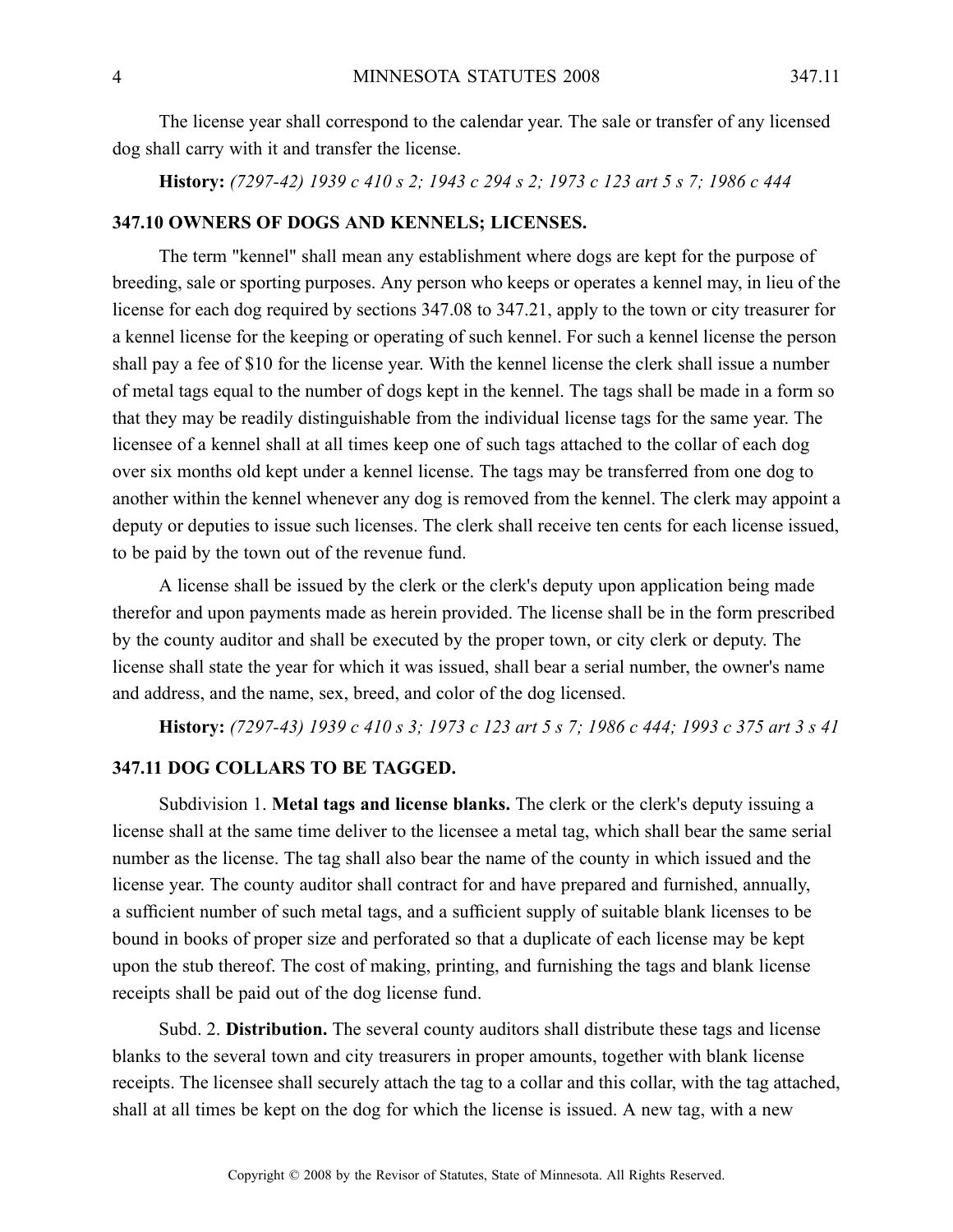The license year shall correspond to the calendar year. The sale or transfer of any licensed dog shall carry with it and transfer the license.

**History:** *(7297-42) 1939 c 410 s 2; 1943 c 294 s 2; 1973 c 123 art 5 s 7; 1986 c 444*

### 347.10 OWNERS OF DOGS AND KENNELS; LICENSES.

The term "kennel" shall mean any establishment where dogs are kept for the purpose of breeding, sale or sporting purposes. Any person who keeps or operates a kennel may, in lieu of the license for each dog required by sections 347.08 to 347.21, apply to the town or city treasurer for a kennel license for the keeping or operating of such kennel. For such a kennel license the person shall pay a fee of $10 for the license year. With the kennel license the clerk shall issue a number of metal tags equal to the number of dogs kept in the kennel. The tags shall be made in a form so that they may be readily distinguishable from the individual license tags for the same year. The licensee of a kennel shall at all times keep one of such tags attached to the collar of each dog over six months old kept under a kennel license. The tags may be transferred from one dog to another within the kennel whenever any dog is removed from the kennel. The clerk may appoint a deputy or deputies to issue such licenses. The clerk shall receive ten cents for each license issued, to be paid by the town out of the revenue fund.

A license shall be issued by the clerk or the clerk's deputy upon application being made therefor and upon payments made as herein provided. The license shall be in the form prescribed by the county auditor and shall be executed by the proper town, or city clerk or deputy. The license shall state the year for which it was issued, shall bear a serial number, the owner's name and address, and the name, sex, breed, and color of the dog licensed.

**History:** *(7297-43) 1939 c 410 s 3; 1973 c 123 art 5 s 7; 1986 c 444; 1993 c 375 art 3 s 41*

### 347.11 DOG COLLARS TO BE TAGGED.

Subdivision 1. **Metal tags and license blanks.** The clerk or the clerk's deputy issuing a license shall at the same time deliver to the licensee a metal tag, which shall bear the same serial number as the license. The tag shall also bear the name of the county in which issued and the license year. The county auditor shall contract for and have prepared and furnished, annually, a sufficient number of such metal tags, and a sufficient supply of suitable blank licenses to be bound in books of proper size and perforated so that a duplicate of each license may be kept upon the stub thereof. The cost of making, printing, and furnishing the tags and blank license receipts shall be paid out of the dog license fund.

Subd. 2. **Distribution.** The several county auditors shall distribute these tags and license blanks to the several town and city treasurers in proper amounts, together with blank license receipts. The licensee shall securely attach the tag to a collar and this collar, with the tag attached, shall at all times be kept on the dog for which the license is issued. A new tag, with a new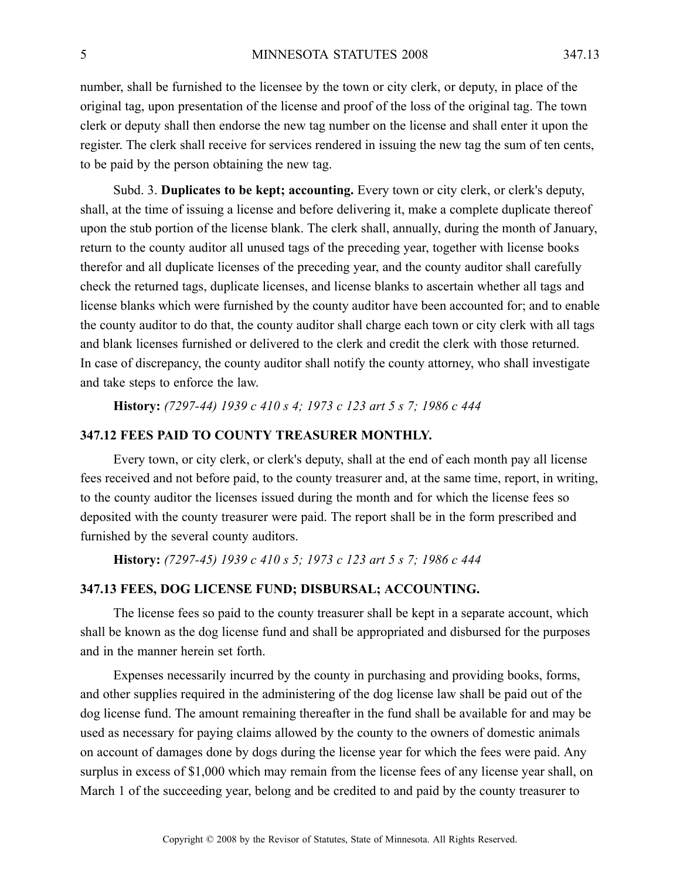number, shall be furnished to the licensee by the town or city clerk, or deputy, in place of the original tag, upon presentation of the license and proof of the loss of the original tag. The town clerk or deputy shall then endorse the new tag number on the license and shall enter it upon the register. The clerk shall receive for services rendered in issuing the new tag the sum of ten cents, to be paid by the person obtaining the new tag.

Subd. 3. **Duplicates to be kept; accounting.** Every town or city clerk, or clerk's deputy, shall, at the time of issuing a license and before delivering it, make a complete duplicate thereof upon the stub portion of the license blank. The clerk shall, annually, during the month of January, return to the county auditor all unused tags of the preceding year, together with license books therefor and all duplicate licenses of the preceding year, and the county auditor shall carefully check the returned tags, duplicate licenses, and license blanks to ascertain whether all tags and license blanks which were furnished by the county auditor have been accounted for; and to enable the county auditor to do that, the county auditor shall charge each town or city clerk with all tags and blank licenses furnished or delivered to the clerk and credit the clerk with those returned. In case of discrepancy, the county auditor shall notify the county attorney, who shall investigate and take steps to enforce the law.

**History:** *(7297-44) 1939 c 410 s 4; 1973 c 123 art 5 s 7; 1986 c 444*

### 347.12 FEES PAID TO COUNTY TREASURER MONTHLY.

Every town, or city clerk, or clerk's deputy, shall at the end of each month pay all license fees received and not before paid, to the county treasurer and, at the same time, report, in writing, to the county auditor the licenses issued during the month and for which the license fees so deposited with the county treasurer were paid. The report shall be in the form prescribed and furnished by the several county auditors.

**History:** *(7297-45) 1939 c 410 s 5; 1973 c 123 art 5 s 7; 1986 c 444*

### 347.13 FEES, DOG LICENSE FUND; DISBURSAL; ACCOUNTING.

The license fees so paid to the county treasurer shall be kept in a separate account, which shall be known as the dog license fund and shall be appropriated and disbursed for the purposes and in the manner herein set forth.

Expenses necessarily incurred by the county in purchasing and providing books, forms, and other supplies required in the administering of the dog license law shall be paid out of the dog license fund. The amount remaining thereafter in the fund shall be available for and may be used as necessary for paying claims allowed by the county to the owners of domestic animals on account of damages done by dogs during the license year for which the fees were paid. Any surplus in excess of $1,000 which may remain from the license fees of any license year shall, on March 1 of the succeeding year, belong and be credited to and paid by the county treasurer to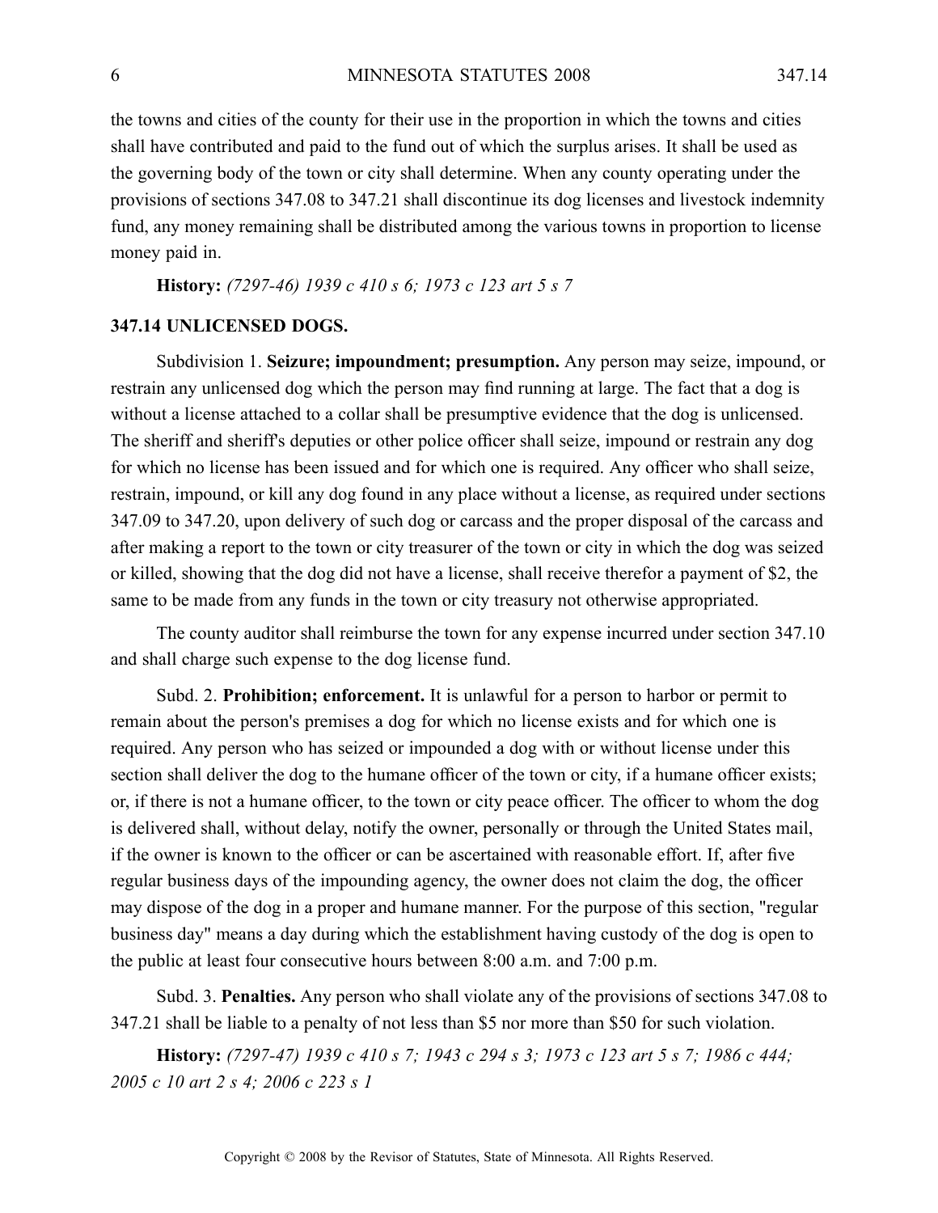the towns and cities of the county for their use in the proportion in which the towns and cities shall have contributed and paid to the fund out of which the surplus arises. It shall be used as the governing body of the town or city shall determine. When any county operating under the provisions of sections 347.08 to 347.21 shall discontinue its dog licenses and livestock indemnity fund, any money remaining shall be distributed among the various towns in proportion to license money paid in.

**History:** *(7297-46) 1939 c 410 s 6; 1973 c 123 art 5 s 7*

## 347.14 UNLICENSED DOGS.

Subdivision 1. **Seizure; impoundment; presumption.** Any person may seize, impound, or restrain any unlicensed dog which the person may find running at large. The fact that a dog is without a license attached to a collar shall be presumptive evidence that the dog is unlicensed. The sheriff and sheriff's deputies or other police officer shall seize, impound or restrain any dog for which no license has been issued and for which one is required. Any officer who shall seize, restrain, impound, or kill any dog found in any place without a license, as required under sections 347.09 to 347.20, upon delivery of such dog or carcass and the proper disposal of the carcass and after making a report to the town or city treasurer of the town or city in which the dog was seized or killed, showing that the dog did not have a license, shall receive therefor a payment of $2, the same to be made from any funds in the town or city treasury not otherwise appropriated.

The county auditor shall reimburse the town for any expense incurred under section 347.10 and shall charge such expense to the dog license fund.

Subd. 2. **Prohibition; enforcement.** It is unlawful for a person to harbor or permit to remain about the person's premises a dog for which no license exists and for which one is required. Any person who has seized or impounded a dog with or without license under this section shall deliver the dog to the humane officer of the town or city, if a humane officer exists; or, if there is not a humane officer, to the town or city peace officer. The officer to whom the dog is delivered shall, without delay, notify the owner, personally or through the United States mail, if the owner is known to the officer or can be ascertained with reasonable effort. If, after five regular business days of the impounding agency, the owner does not claim the dog, the officer may dispose of the dog in a proper and humane manner. For the purpose of this section, "regular business day" means a day during which the establishment having custody of the dog is open to the public at least four consecutive hours between 8:00 a.m. and 7:00 p.m.

Subd. 3. **Penalties.** Any person who shall violate any of the provisions of sections 347.08 to 347.21 shall be liable to a penalty of not less than $5 nor more than $50 for such violation.

**History:** *(7297-47) 1939 c 410 s 7; 1943 c 294 s 3; 1973 c 123 art 5 s 7; 1986 c 444; 2005 c 10 art 2 s 4; 2006 c 223 s 1*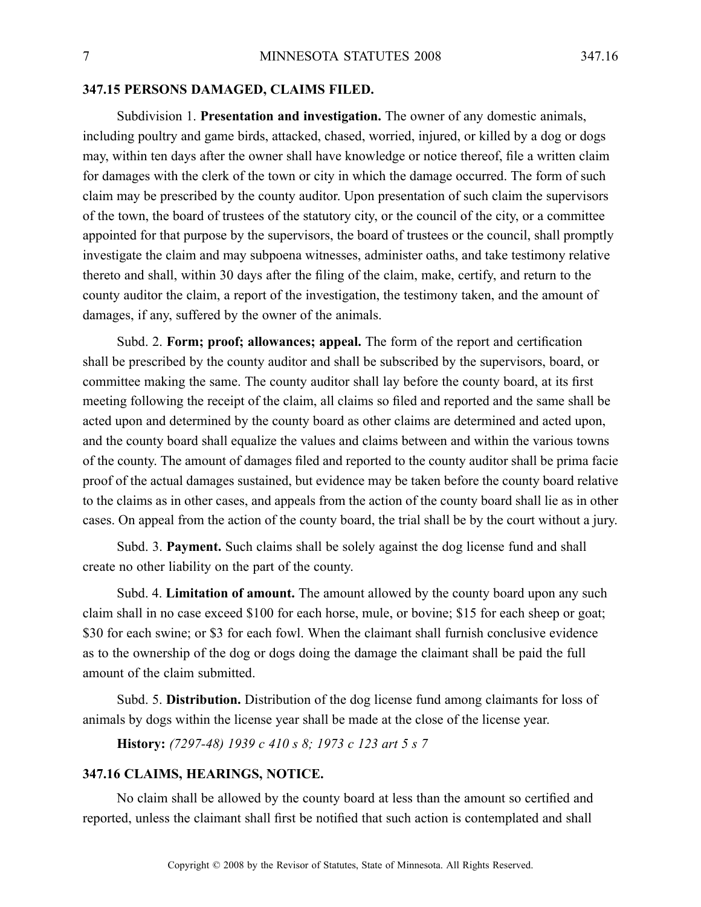### 347.15 PERSONS DAMAGED, CLAIMS FILED.

Subdivision 1. **Presentation and investigation.** The owner of any domestic animals, including poultry and game birds, attacked, chased, worried, injured, or killed by a dog or dogs may, within ten days after the owner shall have knowledge or notice thereof, file a written claim for damages with the clerk of the town or city in which the damage occurred. The form of such claim may be prescribed by the county auditor. Upon presentation of such claim the supervisors of the town, the board of trustees of the statutory city, or the council of the city, or a committee appointed for that purpose by the supervisors, the board of trustees or the council, shall promptly investigate the claim and may subpoena witnesses, administer oaths, and take testimony relative thereto and shall, within 30 days after the filing of the claim, make, certify, and return to the county auditor the claim, a report of the investigation, the testimony taken, and the amount of damages, if any, suffered by the owner of the animals.

Subd. 2. **Form; proof; allowances; appeal.** The form of the report and certification shall be prescribed by the county auditor and shall be subscribed by the supervisors, board, or committee making the same. The county auditor shall lay before the county board, at its first meeting following the receipt of the claim, all claims so filed and reported and the same shall be acted upon and determined by the county board as other claims are determined and acted upon, and the county board shall equalize the values and claims between and within the various towns of the county. The amount of damages filed and reported to the county auditor shall be prima facie proof of the actual damages sustained, but evidence may be taken before the county board relative to the claims as in other cases, and appeals from the action of the county board shall lie as in other cases. On appeal from the action of the county board, the trial shall be by the court without a jury.

Subd. 3. **Payment.** Such claims shall be solely against the dog license fund and shall create no other liability on the part of the county.

Subd. 4. **Limitation of amount.** The amount allowed by the county board upon any such claim shall in no case exceed $100 for each horse, mule, or bovine; $15 for each sheep or goat; $30 for each swine; or $3 for each fowl. When the claimant shall furnish conclusive evidence as to the ownership of the dog or dogs doing the damage the claimant shall be paid the full amount of the claim submitted.

Subd. 5. **Distribution.** Distribution of the dog license fund among claimants for loss of animals by dogs within the license year shall be made at the close of the license year.

**History:** *(7297-48) 1939 c 410 s 8; 1973 c 123 art 5 s 7*

### 347.16 CLAIMS, HEARINGS, NOTICE.

No claim shall be allowed by the county board at less than the amount so certified and reported, unless the claimant shall first be notified that such action is contemplated and shall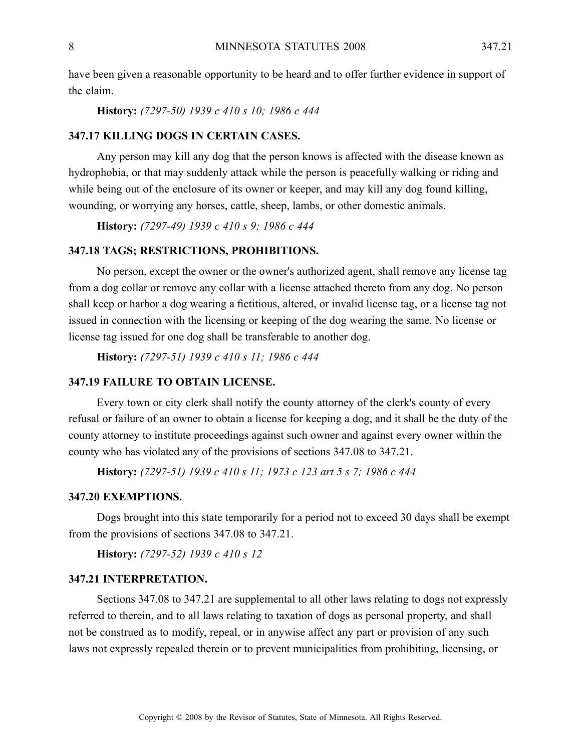have been given a reasonable opportunity to be heard and to offer further evidence in support of the claim.

**History:** *(7297-50) 1939 c 410 s 10; 1986 c 444*

### 347.17 KILLING DOGS IN CERTAIN CASES.

Any person may kill any dog that the person knows is affected with the disease known as hydrophobia, or that may suddenly attack while the person is peacefully walking or riding and while being out of the enclosure of its owner or keeper, and may kill any dog found killing, wounding, or worrying any horses, cattle, sheep, lambs, or other domestic animals.

**History:** *(7297-49) 1939 c 410 s 9; 1986 c 444*

### 347.18 TAGS; RESTRICTIONS, PROHIBITIONS.

No person, except the owner or the owner's authorized agent, shall remove any license tag from a dog collar or remove any collar with a license attached thereto from any dog. No person shall keep or harbor a dog wearing a fictitious, altered, or invalid license tag, or a license tag not issued in connection with the licensing or keeping of the dog wearing the same. No license or license tag issued for one dog shall be transferable to another dog.

**History:** *(7297-51) 1939 c 410 s 11; 1986 c 444*

### 347.19 FAILURE TO OBTAIN LICENSE.

Every town or city clerk shall notify the county attorney of the clerk's county of every refusal or failure of an owner to obtain a license for keeping a dog, and it shall be the duty of the county attorney to institute proceedings against such owner and against every owner within the county who has violated any of the provisions of sections 347.08 to 347.21.

**History:** *(7297-51) 1939 c 410 s 11; 1973 c 123 art 5 s 7; 1986 c 444*

### 347.20 EXEMPTIONS.

Dogs brought into this state temporarily for a period not to exceed 30 days shall be exempt from the provisions of sections 347.08 to 347.21.

**History:** *(7297-52) 1939 c 410 s 12*

### 347.21 INTERPRETATION.

Sections 347.08 to 347.21 are supplemental to all other laws relating to dogs not expressly referred to therein, and to all laws relating to taxation of dogs as personal property, and shall not be construed as to modify, repeal, or in anywise affect any part or provision of any such laws not expressly repealed therein or to prevent municipalities from prohibiting, licensing, or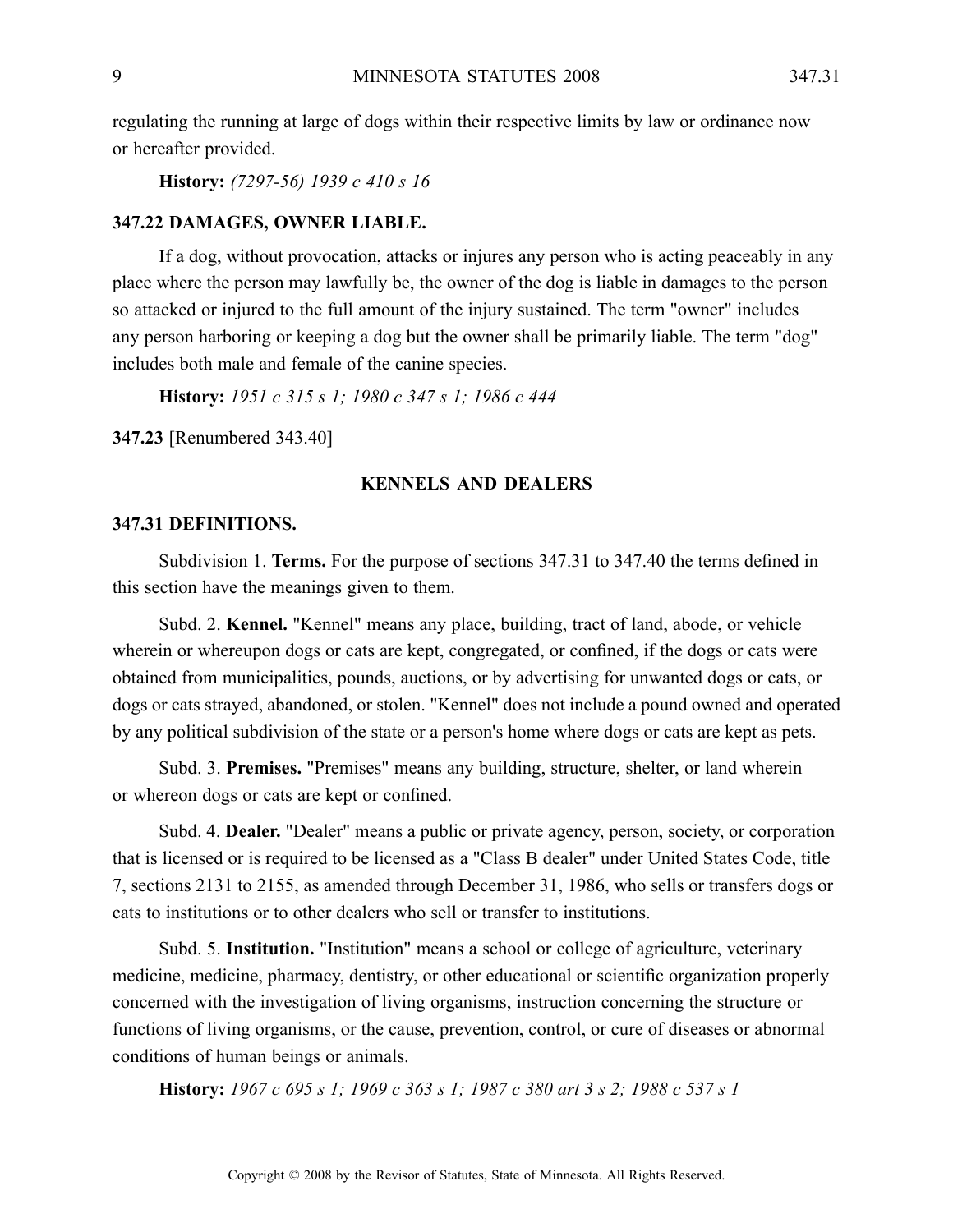regulating the running at large of dogs within their respective limits by law or ordinance now or hereafter provided.

**History:** *(7297-56) 1939 c 410 s 16*

**347.22 DAMAGES, OWNER LIABLE.**

If a dog, without provocation, attacks or injures any person who is acting peaceably in any place where the person may lawfully be, the owner of the dog is liable in damages to the person so attacked or injured to the full amount of the injury sustained. The term "owner" includes any person harboring or keeping a dog but the owner shall be primarily liable. The term "dog" includes both male and female of the canine species.

**History:** *1951 c 315 s 1; 1980 c 347 s 1; 1986 c 444*

**347.23** [Renumbered 343.40]

## KENNELS AND DEALERS

**347.31 DEFINITIONS.**

Subdivision 1. **Terms.** For the purpose of sections 347.31 to 347.40 the terms defined in this section have the meanings given to them.

Subd. 2. **Kennel.** "Kennel" means any place, building, tract of land, abode, or vehicle wherein or whereupon dogs or cats are kept, congregated, or confined, if the dogs or cats were obtained from municipalities, pounds, auctions, or by advertising for unwanted dogs or cats, or dogs or cats strayed, abandoned, or stolen. "Kennel" does not include a pound owned and operated by any political subdivision of the state or a person's home where dogs or cats are kept as pets.

Subd. 3. **Premises.** "Premises" means any building, structure, shelter, or land wherein or whereon dogs or cats are kept or confined.

Subd. 4. **Dealer.** "Dealer" means a public or private agency, person, society, or corporation that is licensed or is required to be licensed as a "Class B dealer" under United States Code, title 7, sections 2131 to 2155, as amended through December 31, 1986, who sells or transfers dogs or cats to institutions or to other dealers who sell or transfer to institutions.

Subd. 5. **Institution.** "Institution" means a school or college of agriculture, veterinary medicine, medicine, pharmacy, dentistry, or other educational or scientific organization properly concerned with the investigation of living organisms, instruction concerning the structure or functions of living organisms, or the cause, prevention, control, or cure of diseases or abnormal conditions of human beings or animals.

**History:** *1967 c 695 s 1; 1969 c 363 s 1; 1987 c 380 art 3 s 2; 1988 c 537 s 1*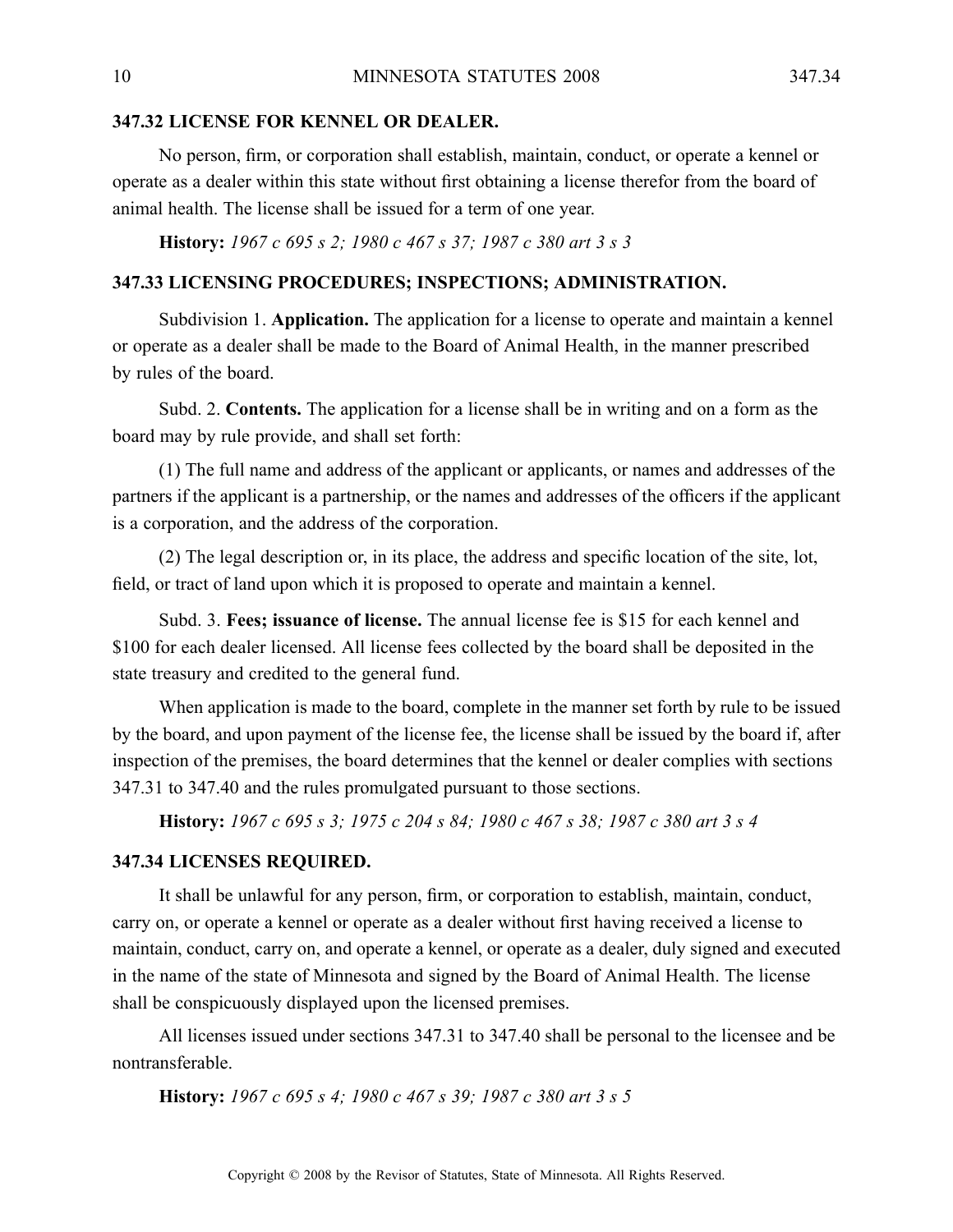### 347.32 LICENSE FOR KENNEL OR DEALER.

No person, firm, or corporation shall establish, maintain, conduct, or operate a kennel or operate as a dealer within this state without first obtaining a license therefor from the board of animal health. The license shall be issued for a term of one year.

**History:** *1967 c 695 s 2; 1980 c 467 s 37; 1987 c 380 art 3 s 3*

### 347.33 LICENSING PROCEDURES; INSPECTIONS; ADMINISTRATION.

Subdivision 1. **Application.** The application for a license to operate and maintain a kennel or operate as a dealer shall be made to the Board of Animal Health, in the manner prescribed by rules of the board.

Subd. 2. **Contents.** The application for a license shall be in writing and on a form as the board may by rule provide, and shall set forth:

(1) The full name and address of the applicant or applicants, or names and addresses of the partners if the applicant is a partnership, or the names and addresses of the officers if the applicant is a corporation, and the address of the corporation.

(2) The legal description or, in its place, the address and specific location of the site, lot, field, or tract of land upon which it is proposed to operate and maintain a kennel.

Subd. 3. **Fees; issuance of license.** The annual license fee is $15 for each kennel and $100 for each dealer licensed. All license fees collected by the board shall be deposited in the state treasury and credited to the general fund.

When application is made to the board, complete in the manner set forth by rule to be issued by the board, and upon payment of the license fee, the license shall be issued by the board if, after inspection of the premises, the board determines that the kennel or dealer complies with sections 347.31 to 347.40 and the rules promulgated pursuant to those sections.

**History:** *1967 c 695 s 3; 1975 c 204 s 84; 1980 c 467 s 38; 1987 c 380 art 3 s 4*

### 347.34 LICENSES REQUIRED.

It shall be unlawful for any person, firm, or corporation to establish, maintain, conduct, carry on, or operate a kennel or operate as a dealer without first having received a license to maintain, conduct, carry on, and operate a kennel, or operate as a dealer, duly signed and executed in the name of the state of Minnesota and signed by the Board of Animal Health. The license shall be conspicuously displayed upon the licensed premises.

All licenses issued under sections 347.31 to 347.40 shall be personal to the licensee and be nontransferable.

**History:** *1967 c 695 s 4; 1980 c 467 s 39; 1987 c 380 art 3 s 5*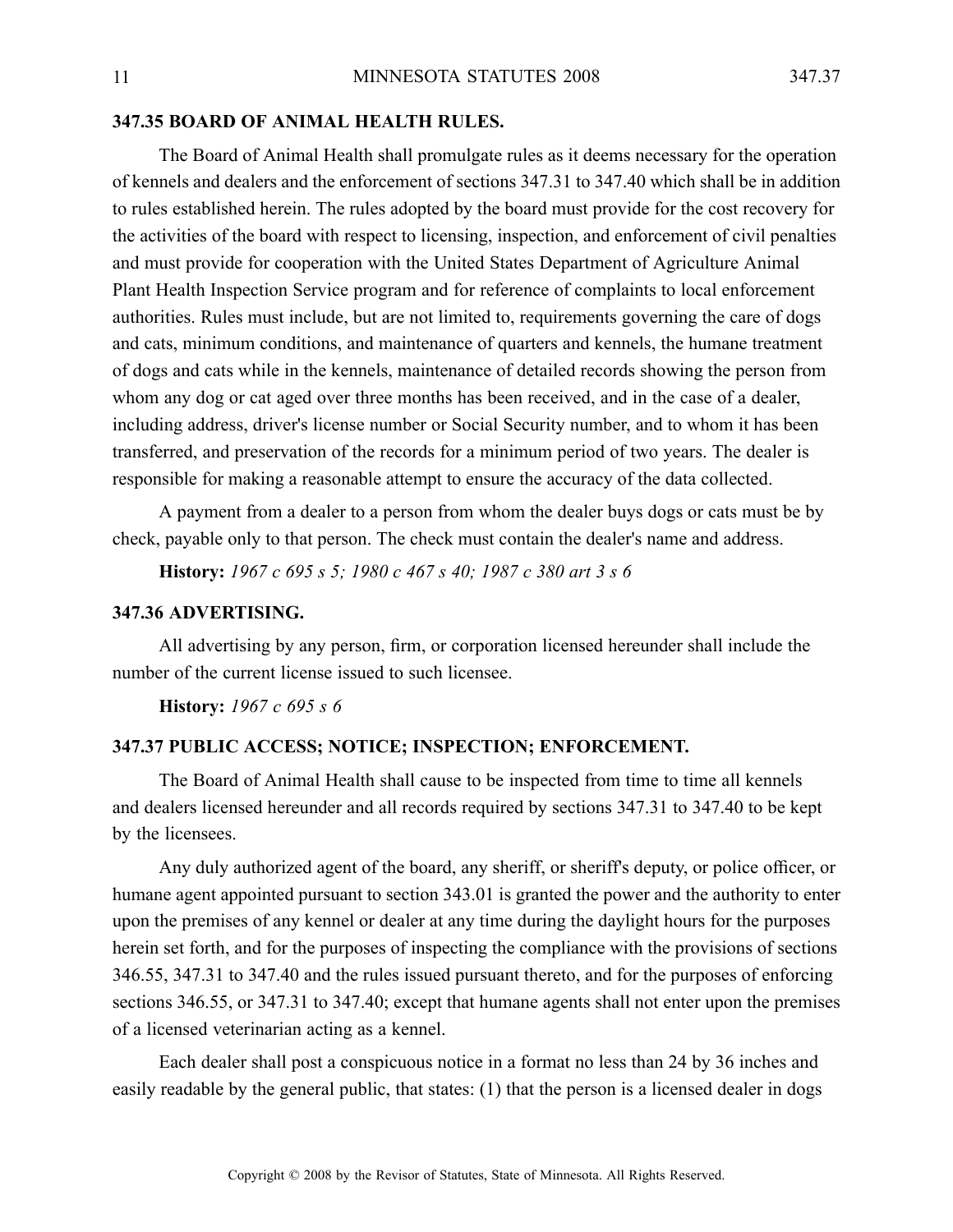### 347.35 BOARD OF ANIMAL HEALTH RULES.

The Board of Animal Health shall promulgate rules as it deems necessary for the operation of kennels and dealers and the enforcement of sections 347.31 to 347.40 which shall be in addition to rules established herein. The rules adopted by the board must provide for the cost recovery for the activities of the board with respect to licensing, inspection, and enforcement of civil penalties and must provide for cooperation with the United States Department of Agriculture Animal Plant Health Inspection Service program and for reference of complaints to local enforcement authorities. Rules must include, but are not limited to, requirements governing the care of dogs and cats, minimum conditions, and maintenance of quarters and kennels, the humane treatment of dogs and cats while in the kennels, maintenance of detailed records showing the person from whom any dog or cat aged over three months has been received, and in the case of a dealer, including address, driver's license number or Social Security number, and to whom it has been transferred, and preservation of the records for a minimum period of two years. The dealer is responsible for making a reasonable attempt to ensure the accuracy of the data collected.

A payment from a dealer to a person from whom the dealer buys dogs or cats must be by check, payable only to that person. The check must contain the dealer's name and address.

**History:** *1967 c 695 s 5; 1980 c 467 s 40; 1987 c 380 art 3 s 6*

### 347.36 ADVERTISING.

All advertising by any person, firm, or corporation licensed hereunder shall include the number of the current license issued to such licensee.

**History:** *1967 c 695 s 6*

### 347.37 PUBLIC ACCESS; NOTICE; INSPECTION; ENFORCEMENT.

The Board of Animal Health shall cause to be inspected from time to time all kennels and dealers licensed hereunder and all records required by sections 347.31 to 347.40 to be kept by the licensees.

Any duly authorized agent of the board, any sheriff, or sheriff's deputy, or police officer, or humane agent appointed pursuant to section 343.01 is granted the power and the authority to enter upon the premises of any kennel or dealer at any time during the daylight hours for the purposes herein set forth, and for the purposes of inspecting the compliance with the provisions of sections 346.55, 347.31 to 347.40 and the rules issued pursuant thereto, and for the purposes of enforcing sections 346.55, or 347.31 to 347.40; except that humane agents shall not enter upon the premises of a licensed veterinarian acting as a kennel.

Each dealer shall post a conspicuous notice in a format no less than 24 by 36 inches and easily readable by the general public, that states: (1) that the person is a licensed dealer in dogs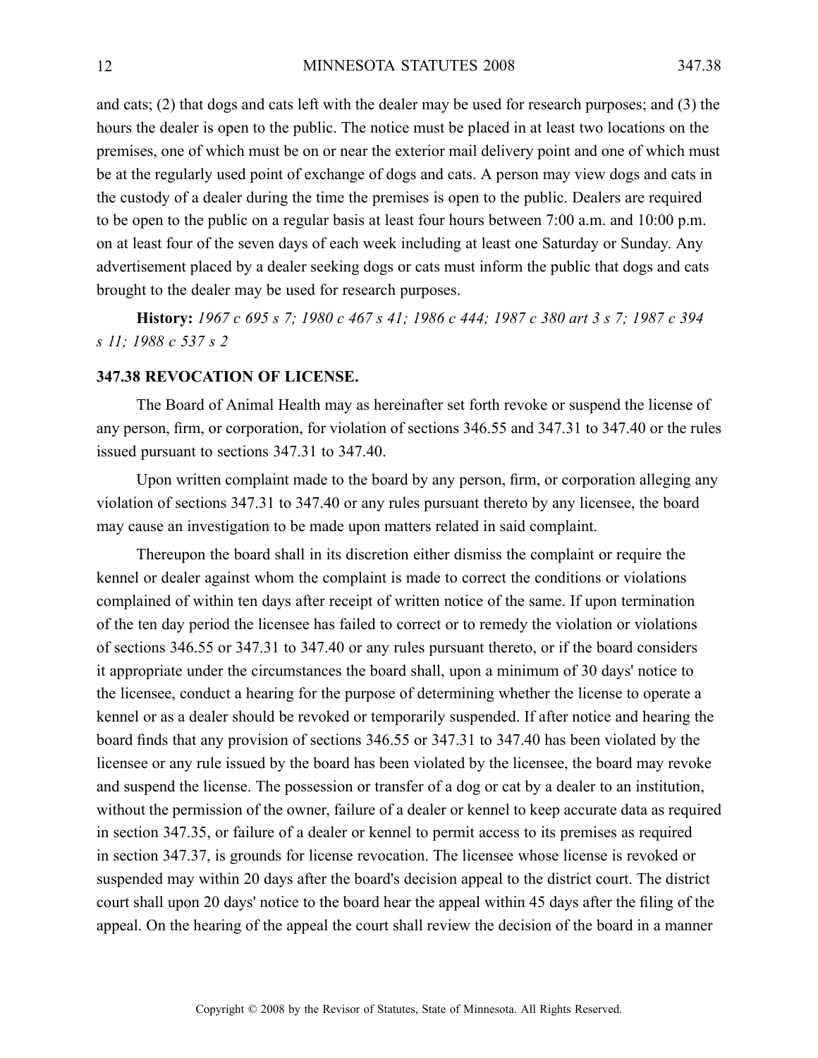and cats; (2) that dogs and cats left with the dealer may be used for research purposes; and (3) the hours the dealer is open to the public. The notice must be placed in at least two locations on the premises, one of which must be on or near the exterior mail delivery point and one of which must be at the regularly used point of exchange of dogs and cats. A person may view dogs and cats in the custody of a dealer during the time the premises is open to the public. Dealers are required to be open to the public on a regular basis at least four hours between 7:00 a.m. and 10:00 p.m. on at least four of the seven days of each week including at least one Saturday or Sunday. Any advertisement placed by a dealer seeking dogs or cats must inform the public that dogs and cats brought to the dealer may be used for research purposes.

**History:** *1967 c 695 s 7; 1980 c 467 s 41; 1986 c 444; 1987 c 380 art 3 s 7; 1987 c 394 s 11; 1988 c 537 s 2*

**347.38 REVOCATION OF LICENSE.**

The Board of Animal Health may as hereinafter set forth revoke or suspend the license of any person, firm, or corporation, for violation of sections 346.55 and 347.31 to 347.40 or the rules issued pursuant to sections 347.31 to 347.40.

Upon written complaint made to the board by any person, firm, or corporation alleging any violation of sections 347.31 to 347.40 or any rules pursuant thereto by any licensee, the board may cause an investigation to be made upon matters related in said complaint.

Thereupon the board shall in its discretion either dismiss the complaint or require the kennel or dealer against whom the complaint is made to correct the conditions or violations complained of within ten days after receipt of written notice of the same. If upon termination of the ten day period the licensee has failed to correct or to remedy the violation or violations of sections 346.55 or 347.31 to 347.40 or any rules pursuant thereto, or if the board considers it appropriate under the circumstances the board shall, upon a minimum of 30 days' notice to the licensee, conduct a hearing for the purpose of determining whether the license to operate a kennel or as a dealer should be revoked or temporarily suspended. If after notice and hearing the board finds that any provision of sections 346.55 or 347.31 to 347.40 has been violated by the licensee or any rule issued by the board has been violated by the licensee, the board may revoke and suspend the license. The possession or transfer of a dog or cat by a dealer to an institution, without the permission of the owner, failure of a dealer or kennel to keep accurate data as required in section 347.35, or failure of a dealer or kennel to permit access to its premises as required in section 347.37, is grounds for license revocation. The licensee whose license is revoked or suspended may within 20 days after the board's decision appeal to the district court. The district court shall upon 20 days' notice to the board hear the appeal within 45 days after the filing of the appeal. On the hearing of the appeal the court shall review the decision of the board in a manner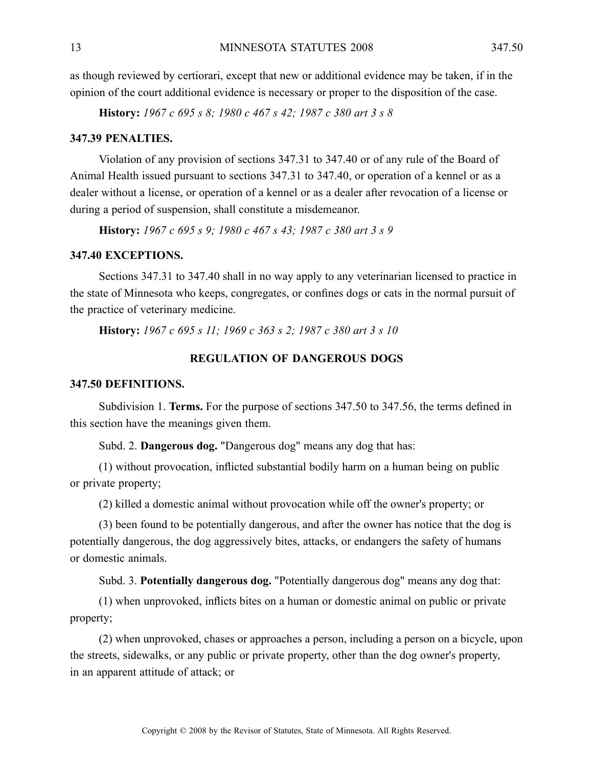as though reviewed by certiorari, except that new or additional evidence may be taken, if in the opinion of the court additional evidence is necessary or proper to the disposition of the case.

**History:** *1967 c 695 s 8; 1980 c 467 s 42; 1987 c 380 art 3 s 8*

### 347.39 PENALTIES.

Violation of any provision of sections 347.31 to 347.40 or of any rule of the Board of Animal Health issued pursuant to sections 347.31 to 347.40, or operation of a kennel or as a dealer without a license, or operation of a kennel or as a dealer after revocation of a license or during a period of suspension, shall constitute a misdemeanor.

**History:** *1967 c 695 s 9; 1980 c 467 s 43; 1987 c 380 art 3 s 9*

### 347.40 EXCEPTIONS.

Sections 347.31 to 347.40 shall in no way apply to any veterinarian licensed to practice in the state of Minnesota who keeps, congregates, or confines dogs or cats in the normal pursuit of the practice of veterinary medicine.

**History:** *1967 c 695 s 11; 1969 c 363 s 2; 1987 c 380 art 3 s 10*

## REGULATION OF DANGEROUS DOGS

### 347.50 DEFINITIONS.

Subdivision 1. **Terms.** For the purpose of sections 347.50 to 347.56, the terms defined in this section have the meanings given them.

Subd. 2. **Dangerous dog.** "Dangerous dog" means any dog that has:

(1) without provocation, inflicted substantial bodily harm on a human being on public or private property;

(2) killed a domestic animal without provocation while off the owner's property; or

(3) been found to be potentially dangerous, and after the owner has notice that the dog is potentially dangerous, the dog aggressively bites, attacks, or endangers the safety of humans or domestic animals.

Subd. 3. **Potentially dangerous dog.** "Potentially dangerous dog" means any dog that:

(1) when unprovoked, inflicts bites on a human or domestic animal on public or private property;

(2) when unprovoked, chases or approaches a person, including a person on a bicycle, upon the streets, sidewalks, or any public or private property, other than the dog owner's property, in an apparent attitude of attack; or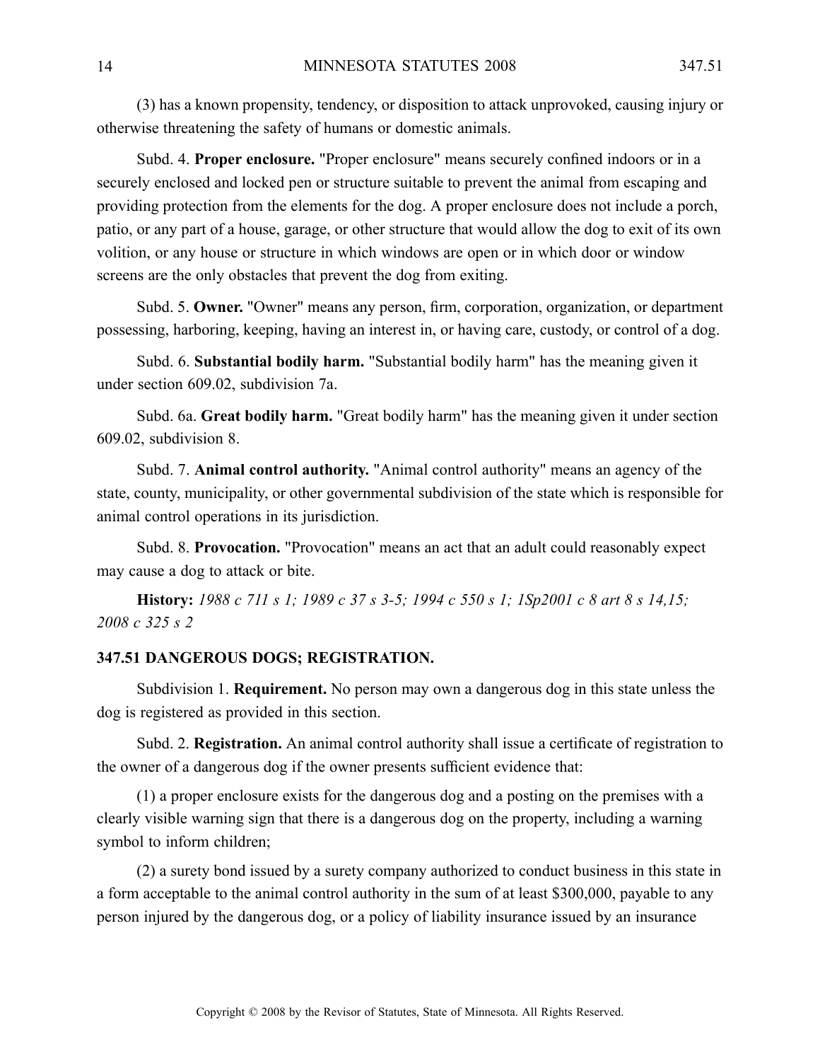(3) has a known propensity, tendency, or disposition to attack unprovoked, causing injury or otherwise threatening the safety of humans or domestic animals.

Subd. 4. **Proper enclosure.** "Proper enclosure" means securely confined indoors or in a securely enclosed and locked pen or structure suitable to prevent the animal from escaping and providing protection from the elements for the dog. A proper enclosure does not include a porch, patio, or any part of a house, garage, or other structure that would allow the dog to exit of its own volition, or any house or structure in which windows are open or in which door or window screens are the only obstacles that prevent the dog from exiting.

Subd. 5. **Owner.** "Owner" means any person, firm, corporation, organization, or department possessing, harboring, keeping, having an interest in, or having care, custody, or control of a dog.

Subd. 6. **Substantial bodily harm.** "Substantial bodily harm" has the meaning given it under section 609.02, subdivision 7a.

Subd. 6a. **Great bodily harm.** "Great bodily harm" has the meaning given it under section 609.02, subdivision 8.

Subd. 7. **Animal control authority.** "Animal control authority" means an agency of the state, county, municipality, or other governmental subdivision of the state which is responsible for animal control operations in its jurisdiction.

Subd. 8. **Provocation.** "Provocation" means an act that an adult could reasonably expect may cause a dog to attack or bite.

**History:** *1988 c 711 s 1; 1989 c 37 s 3-5; 1994 c 550 s 1; 1Sp2001 c 8 art 8 s 14,15; 2008 c 325 s 2*

## 347.51 DANGEROUS DOGS; REGISTRATION.

Subdivision 1. **Requirement.** No person may own a dangerous dog in this state unless the dog is registered as provided in this section.

Subd. 2. **Registration.** An animal control authority shall issue a certificate of registration to the owner of a dangerous dog if the owner presents sufficient evidence that:

(1) a proper enclosure exists for the dangerous dog and a posting on the premises with a clearly visible warning sign that there is a dangerous dog on the property, including a warning symbol to inform children;

(2) a surety bond issued by a surety company authorized to conduct business in this state in a form acceptable to the animal control authority in the sum of at least $300,000, payable to any person injured by the dangerous dog, or a policy of liability insurance issued by an insurance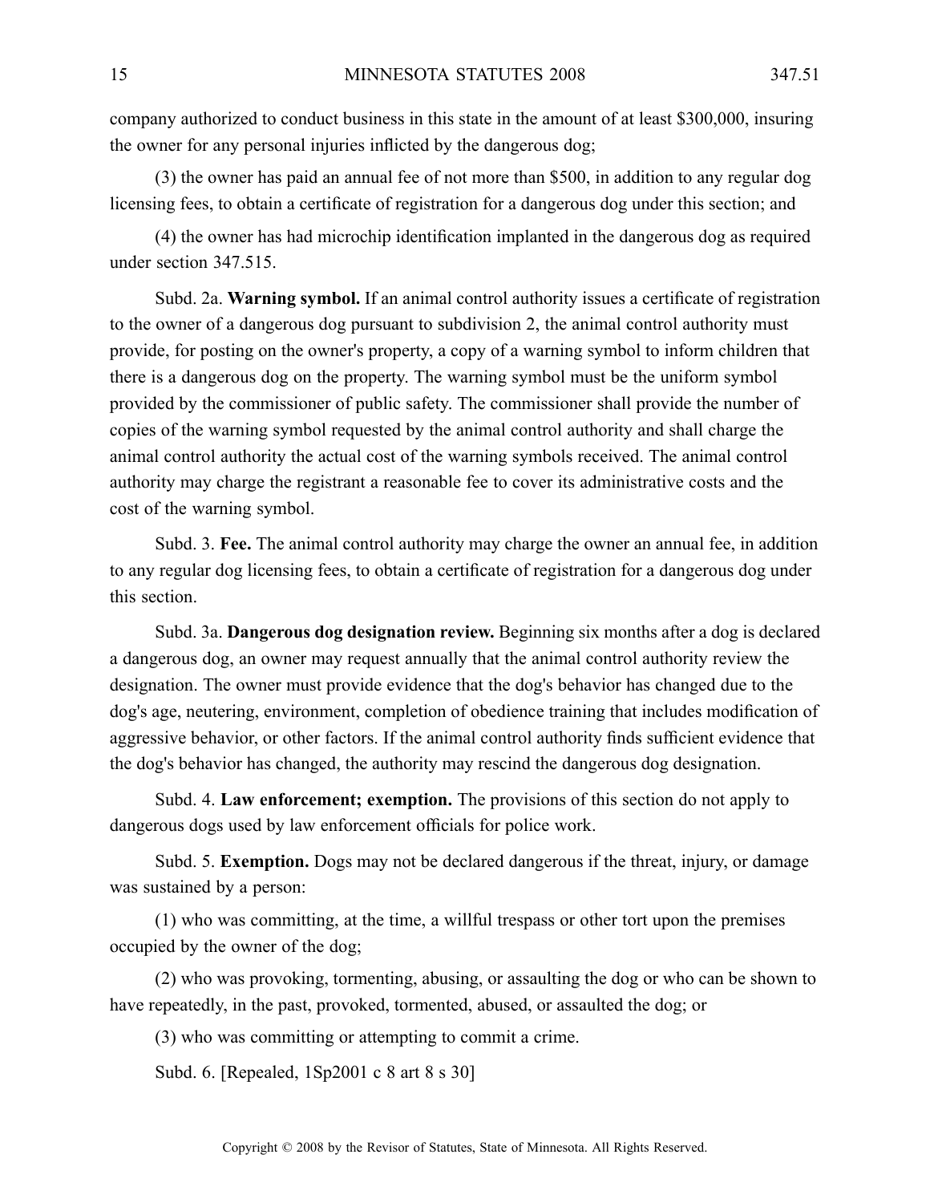company authorized to conduct business in this state in the amount of at least $300,000, insuring the owner for any personal injuries inflicted by the dangerous dog;

(3) the owner has paid an annual fee of not more than $500, in addition to any regular dog licensing fees, to obtain a certificate of registration for a dangerous dog under this section; and

(4) the owner has had microchip identification implanted in the dangerous dog as required under section 347.515.

Subd. 2a. **Warning symbol.** If an animal control authority issues a certificate of registration to the owner of a dangerous dog pursuant to subdivision 2, the animal control authority must provide, for posting on the owner's property, a copy of a warning symbol to inform children that there is a dangerous dog on the property. The warning symbol must be the uniform symbol provided by the commissioner of public safety. The commissioner shall provide the number of copies of the warning symbol requested by the animal control authority and shall charge the animal control authority the actual cost of the warning symbols received. The animal control authority may charge the registrant a reasonable fee to cover its administrative costs and the cost of the warning symbol.

Subd. 3. **Fee.** The animal control authority may charge the owner an annual fee, in addition to any regular dog licensing fees, to obtain a certificate of registration for a dangerous dog under this section.

Subd. 3a. **Dangerous dog designation review.** Beginning six months after a dog is declared a dangerous dog, an owner may request annually that the animal control authority review the designation. The owner must provide evidence that the dog's behavior has changed due to the dog's age, neutering, environment, completion of obedience training that includes modification of aggressive behavior, or other factors. If the animal control authority finds sufficient evidence that the dog's behavior has changed, the authority may rescind the dangerous dog designation.

Subd. 4. **Law enforcement; exemption.** The provisions of this section do not apply to dangerous dogs used by law enforcement officials for police work.

Subd. 5. **Exemption.** Dogs may not be declared dangerous if the threat, injury, or damage was sustained by a person:

(1) who was committing, at the time, a willful trespass or other tort upon the premises occupied by the owner of the dog;

(2) who was provoking, tormenting, abusing, or assaulting the dog or who can be shown to have repeatedly, in the past, provoked, tormented, abused, or assaulted the dog; or

(3) who was committing or attempting to commit a crime.

Subd. 6. [Repealed, 1Sp2001 c 8 art 8 s 30]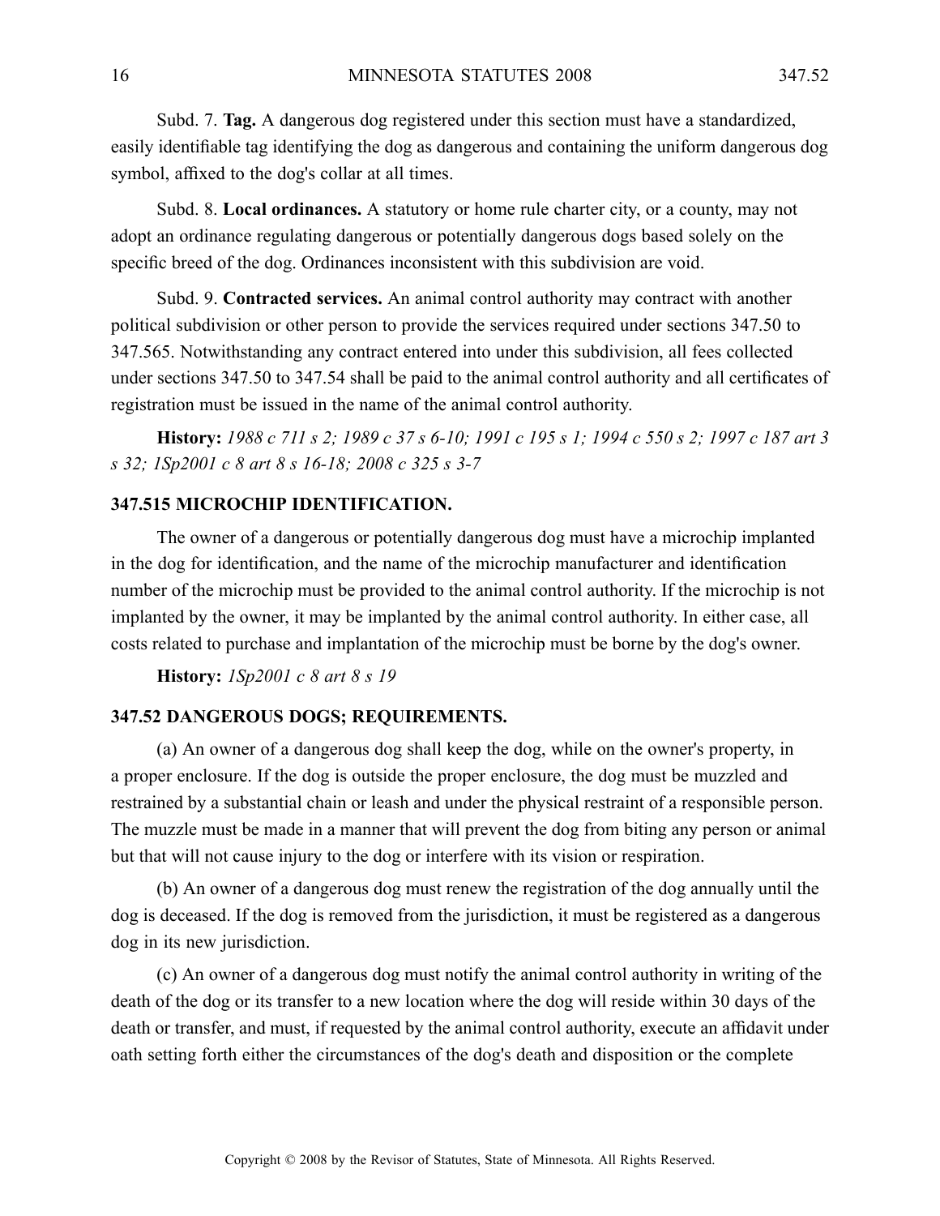Subd. 7. **Tag.** A dangerous dog registered under this section must have a standardized, easily identifiable tag identifying the dog as dangerous and containing the uniform dangerous dog symbol, affixed to the dog's collar at all times.

Subd. 8. **Local ordinances.** A statutory or home rule charter city, or a county, may not adopt an ordinance regulating dangerous or potentially dangerous dogs based solely on the specific breed of the dog. Ordinances inconsistent with this subdivision are void.

Subd. 9. **Contracted services.** An animal control authority may contract with another political subdivision or other person to provide the services required under sections 347.50 to 347.565. Notwithstanding any contract entered into under this subdivision, all fees collected under sections 347.50 to 347.54 shall be paid to the animal control authority and all certificates of registration must be issued in the name of the animal control authority.

**History:** *1988 c 711 s 2; 1989 c 37 s 6-10; 1991 c 195 s 1; 1994 c 550 s 2; 1997 c 187 art 3 s 32; 1Sp2001 c 8 art 8 s 16-18; 2008 c 325 s 3-7*

### 347.515 MICROCHIP IDENTIFICATION.

The owner of a dangerous or potentially dangerous dog must have a microchip implanted in the dog for identification, and the name of the microchip manufacturer and identification number of the microchip must be provided to the animal control authority. If the microchip is not implanted by the owner, it may be implanted by the animal control authority. In either case, all costs related to purchase and implantation of the microchip must be borne by the dog's owner.

**History:** *1Sp2001 c 8 art 8 s 19*

### 347.52 DANGEROUS DOGS; REQUIREMENTS.

(a) An owner of a dangerous dog shall keep the dog, while on the owner's property, in a proper enclosure. If the dog is outside the proper enclosure, the dog must be muzzled and restrained by a substantial chain or leash and under the physical restraint of a responsible person. The muzzle must be made in a manner that will prevent the dog from biting any person or animal but that will not cause injury to the dog or interfere with its vision or respiration.

(b) An owner of a dangerous dog must renew the registration of the dog annually until the dog is deceased. If the dog is removed from the jurisdiction, it must be registered as a dangerous dog in its new jurisdiction.

(c) An owner of a dangerous dog must notify the animal control authority in writing of the death of the dog or its transfer to a new location where the dog will reside within 30 days of the death or transfer, and must, if requested by the animal control authority, execute an affidavit under oath setting forth either the circumstances of the dog's death and disposition or the complete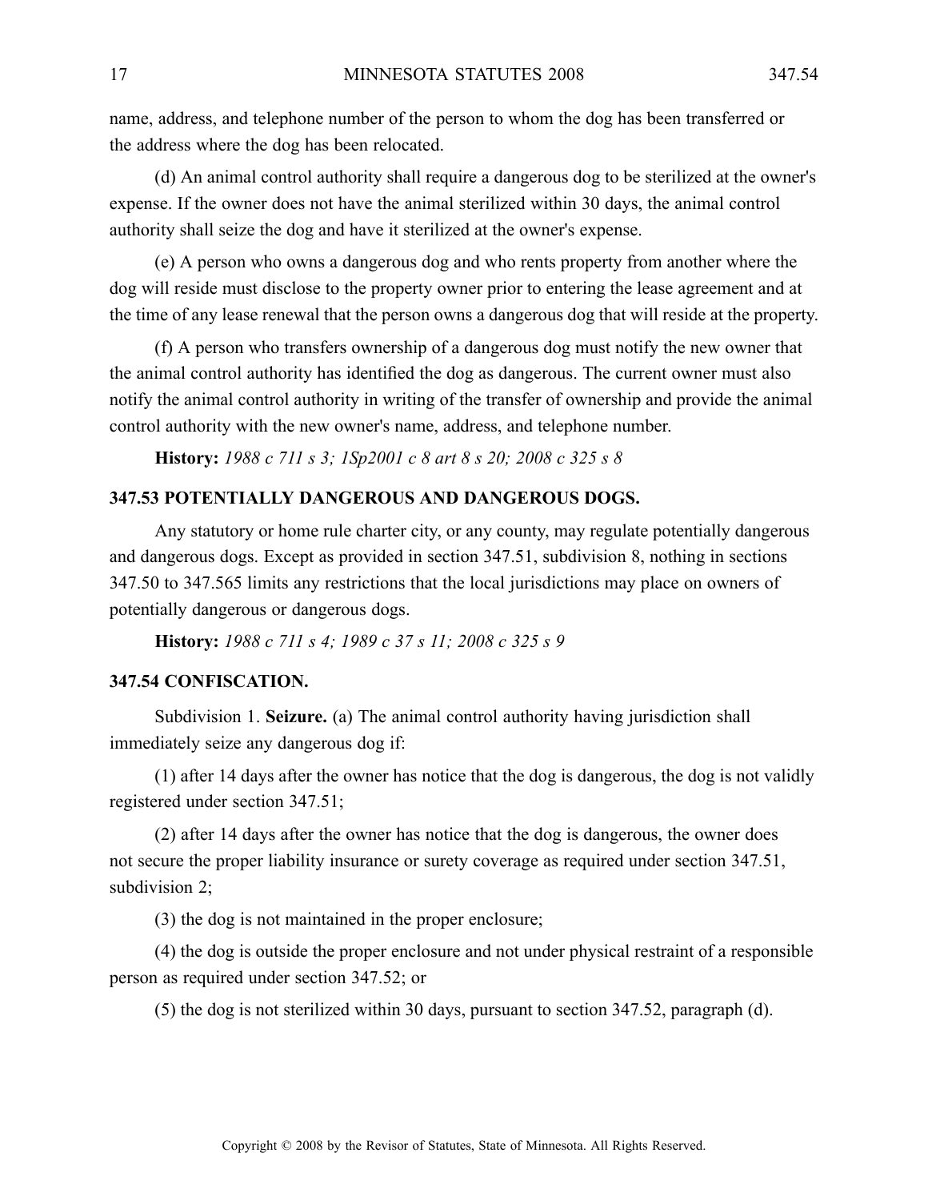name, address, and telephone number of the person to whom the dog has been transferred or the address where the dog has been relocated.

(d) An animal control authority shall require a dangerous dog to be sterilized at the owner's expense. If the owner does not have the animal sterilized within 30 days, the animal control authority shall seize the dog and have it sterilized at the owner's expense.

(e) A person who owns a dangerous dog and who rents property from another where the dog will reside must disclose to the property owner prior to entering the lease agreement and at the time of any lease renewal that the person owns a dangerous dog that will reside at the property.

(f) A person who transfers ownership of a dangerous dog must notify the new owner that the animal control authority has identified the dog as dangerous. The current owner must also notify the animal control authority in writing of the transfer of ownership and provide the animal control authority with the new owner's name, address, and telephone number.

**History:** *1988 c 711 s 3; 1Sp2001 c 8 art 8 s 20; 2008 c 325 s 8*

### 347.53 POTENTIALLY DANGEROUS AND DANGEROUS DOGS.

Any statutory or home rule charter city, or any county, may regulate potentially dangerous and dangerous dogs. Except as provided in section 347.51, subdivision 8, nothing in sections 347.50 to 347.565 limits any restrictions that the local jurisdictions may place on owners of potentially dangerous or dangerous dogs.

**History:** *1988 c 711 s 4; 1989 c 37 s 11; 2008 c 325 s 9*

### 347.54 CONFISCATION.

Subdivision 1. **Seizure.** (a) The animal control authority having jurisdiction shall immediately seize any dangerous dog if:

(1) after 14 days after the owner has notice that the dog is dangerous, the dog is not validly registered under section 347.51;

(2) after 14 days after the owner has notice that the dog is dangerous, the owner does not secure the proper liability insurance or surety coverage as required under section 347.51, subdivision 2;

(3) the dog is not maintained in the proper enclosure;

(4) the dog is outside the proper enclosure and not under physical restraint of a responsible person as required under section 347.52; or

(5) the dog is not sterilized within 30 days, pursuant to section 347.52, paragraph (d).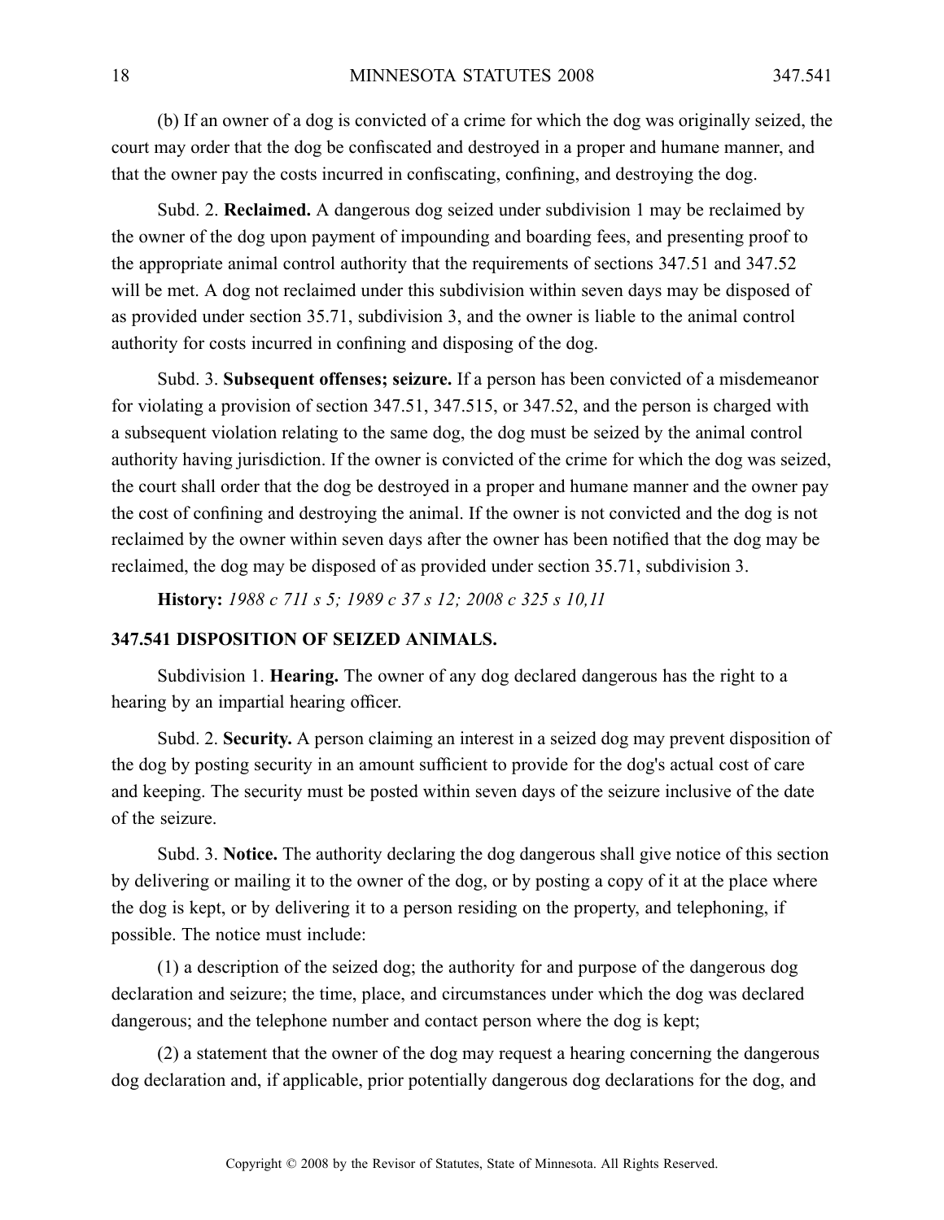(b) If an owner of a dog is convicted of a crime for which the dog was originally seized, the court may order that the dog be confiscated and destroyed in a proper and humane manner, and that the owner pay the costs incurred in confiscating, confining, and destroying the dog.

Subd. 2. **Reclaimed.** A dangerous dog seized under subdivision 1 may be reclaimed by the owner of the dog upon payment of impounding and boarding fees, and presenting proof to the appropriate animal control authority that the requirements of sections 347.51 and 347.52 will be met. A dog not reclaimed under this subdivision within seven days may be disposed of as provided under section 35.71, subdivision 3, and the owner is liable to the animal control authority for costs incurred in confining and disposing of the dog.

Subd. 3. **Subsequent offenses; seizure.** If a person has been convicted of a misdemeanor for violating a provision of section 347.51, 347.515, or 347.52, and the person is charged with a subsequent violation relating to the same dog, the dog must be seized by the animal control authority having jurisdiction. If the owner is convicted of the crime for which the dog was seized, the court shall order that the dog be destroyed in a proper and humane manner and the owner pay the cost of confining and destroying the animal. If the owner is not convicted and the dog is not reclaimed by the owner within seven days after the owner has been notified that the dog may be reclaimed, the dog may be disposed of as provided under section 35.71, subdivision 3.

**History:** *1988 c 711 s 5; 1989 c 37 s 12; 2008 c 325 s 10,11*

**347.541 DISPOSITION OF SEIZED ANIMALS.**

Subdivision 1. **Hearing.** The owner of any dog declared dangerous has the right to a hearing by an impartial hearing officer.

Subd. 2. **Security.** A person claiming an interest in a seized dog may prevent disposition of the dog by posting security in an amount sufficient to provide for the dog's actual cost of care and keeping. The security must be posted within seven days of the seizure inclusive of the date of the seizure.

Subd. 3. **Notice.** The authority declaring the dog dangerous shall give notice of this section by delivering or mailing it to the owner of the dog, or by posting a copy of it at the place where the dog is kept, or by delivering it to a person residing on the property, and telephoning, if possible. The notice must include:

(1) a description of the seized dog; the authority for and purpose of the dangerous dog declaration and seizure; the time, place, and circumstances under which the dog was declared dangerous; and the telephone number and contact person where the dog is kept;

(2) a statement that the owner of the dog may request a hearing concerning the dangerous dog declaration and, if applicable, prior potentially dangerous dog declarations for the dog, and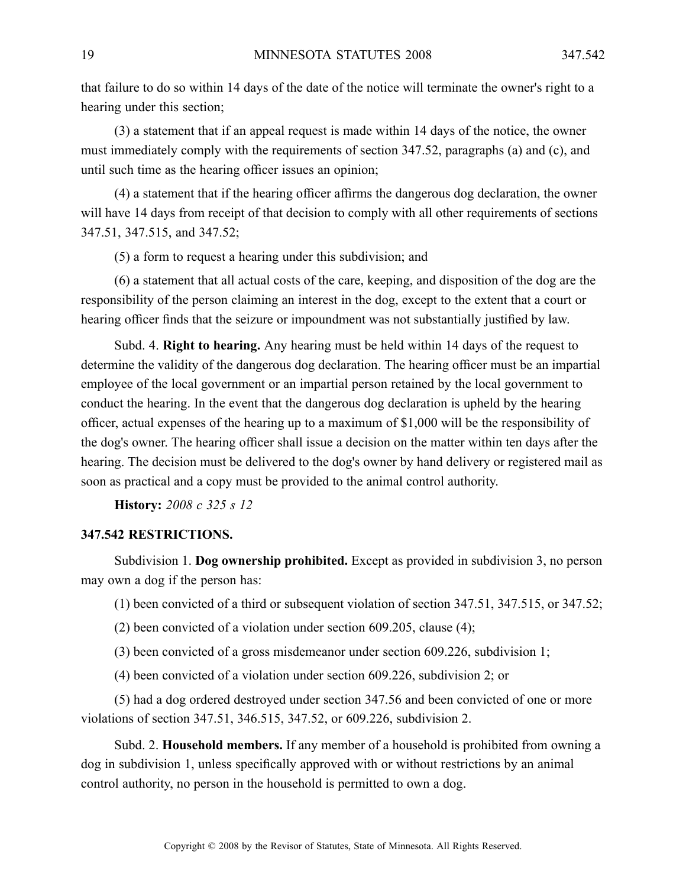that failure to do so within 14 days of the date of the notice will terminate the owner's right to a hearing under this section;

(3) a statement that if an appeal request is made within 14 days of the notice, the owner must immediately comply with the requirements of section 347.52, paragraphs (a) and (c), and until such time as the hearing officer issues an opinion;

(4) a statement that if the hearing officer affirms the dangerous dog declaration, the owner will have 14 days from receipt of that decision to comply with all other requirements of sections 347.51, 347.515, and 347.52;

(5) a form to request a hearing under this subdivision; and

(6) a statement that all actual costs of the care, keeping, and disposition of the dog are the responsibility of the person claiming an interest in the dog, except to the extent that a court or hearing officer finds that the seizure or impoundment was not substantially justified by law.

Subd. 4. **Right to hearing.** Any hearing must be held within 14 days of the request to determine the validity of the dangerous dog declaration. The hearing officer must be an impartial employee of the local government or an impartial person retained by the local government to conduct the hearing. In the event that the dangerous dog declaration is upheld by the hearing officer, actual expenses of the hearing up to a maximum of $1,000 will be the responsibility of the dog's owner. The hearing officer shall issue a decision on the matter within ten days after the hearing. The decision must be delivered to the dog's owner by hand delivery or registered mail as soon as practical and a copy must be provided to the animal control authority.

**History:** *2008 c 325 s 12*

## 347.542 RESTRICTIONS.

Subdivision 1. **Dog ownership prohibited.** Except as provided in subdivision 3, no person may own a dog if the person has:

(1) been convicted of a third or subsequent violation of section 347.51, 347.515, or 347.52;

(2) been convicted of a violation under section 609.205, clause (4);

(3) been convicted of a gross misdemeanor under section 609.226, subdivision 1;

(4) been convicted of a violation under section 609.226, subdivision 2; or

(5) had a dog ordered destroyed under section 347.56 and been convicted of one or more violations of section 347.51, 346.515, 347.52, or 609.226, subdivision 2.

Subd. 2. **Household members.** If any member of a household is prohibited from owning a dog in subdivision 1, unless specifically approved with or without restrictions by an animal control authority, no person in the household is permitted to own a dog.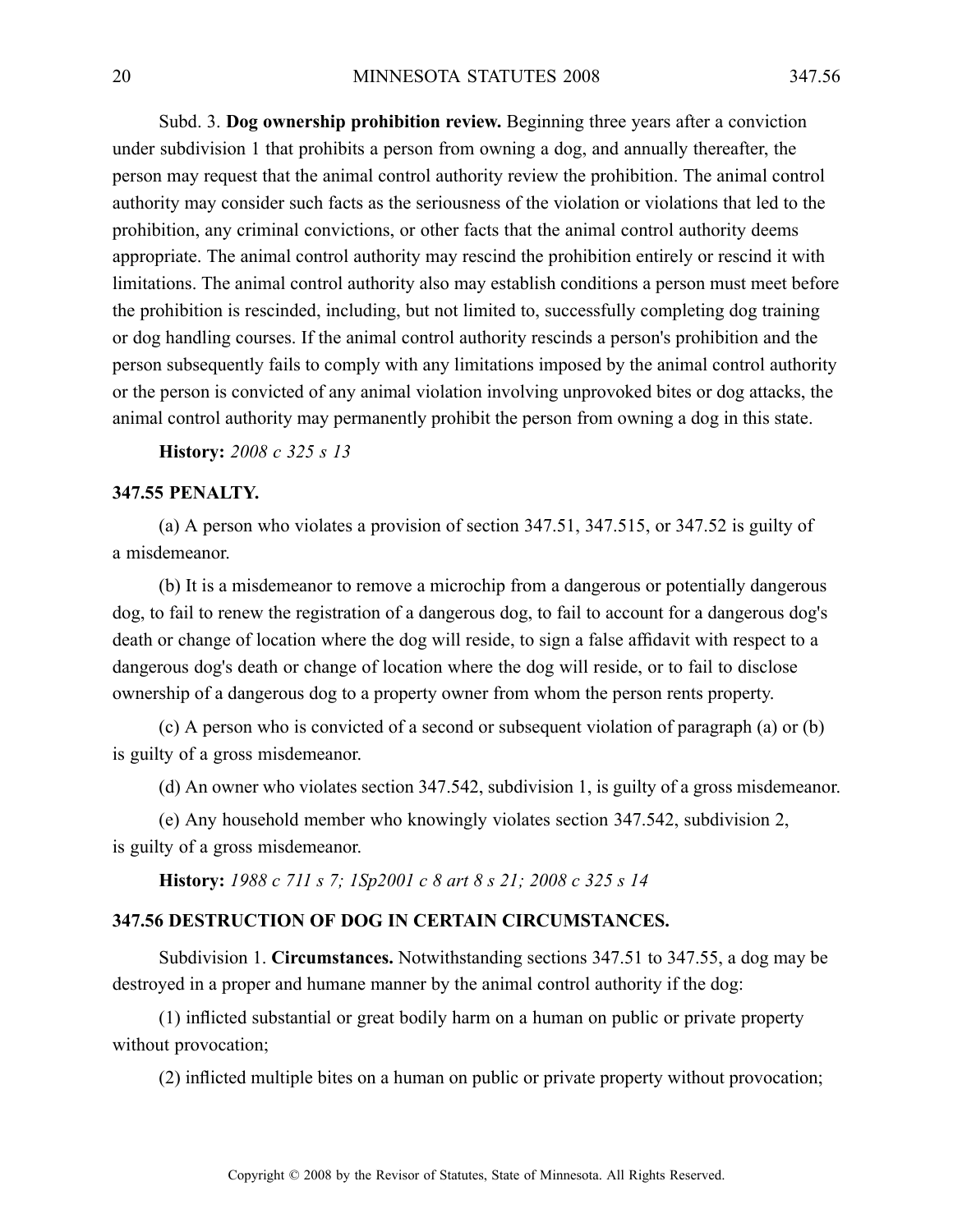Subd. 3. **Dog ownership prohibition review.** Beginning three years after a conviction under subdivision 1 that prohibits a person from owning a dog, and annually thereafter, the person may request that the animal control authority review the prohibition. The animal control authority may consider such facts as the seriousness of the violation or violations that led to the prohibition, any criminal convictions, or other facts that the animal control authority deems appropriate. The animal control authority may rescind the prohibition entirely or rescind it with limitations. The animal control authority also may establish conditions a person must meet before the prohibition is rescinded, including, but not limited to, successfully completing dog training or dog handling courses. If the animal control authority rescinds a person's prohibition and the person subsequently fails to comply with any limitations imposed by the animal control authority or the person is convicted of any animal violation involving unprovoked bites or dog attacks, the animal control authority may permanently prohibit the person from owning a dog in this state.

**History:** *2008 c 325 s 13*

### 347.55 PENALTY.

(a) A person who violates a provision of section 347.51, 347.515, or 347.52 is guilty of a misdemeanor.

(b) It is a misdemeanor to remove a microchip from a dangerous or potentially dangerous dog, to fail to renew the registration of a dangerous dog, to fail to account for a dangerous dog's death or change of location where the dog will reside, to sign a false affidavit with respect to a dangerous dog's death or change of location where the dog will reside, or to fail to disclose ownership of a dangerous dog to a property owner from whom the person rents property.

(c) A person who is convicted of a second or subsequent violation of paragraph (a) or (b) is guilty of a gross misdemeanor.

(d) An owner who violates section 347.542, subdivision 1, is guilty of a gross misdemeanor.

(e) Any household member who knowingly violates section 347.542, subdivision 2, is guilty of a gross misdemeanor.

**History:** *1988 c 711 s 7; 1Sp2001 c 8 art 8 s 21; 2008 c 325 s 14*

### 347.56 DESTRUCTION OF DOG IN CERTAIN CIRCUMSTANCES.

Subdivision 1. **Circumstances.** Notwithstanding sections 347.51 to 347.55, a dog may be destroyed in a proper and humane manner by the animal control authority if the dog:

(1) inflicted substantial or great bodily harm on a human on public or private property without provocation;

(2) inflicted multiple bites on a human on public or private property without provocation;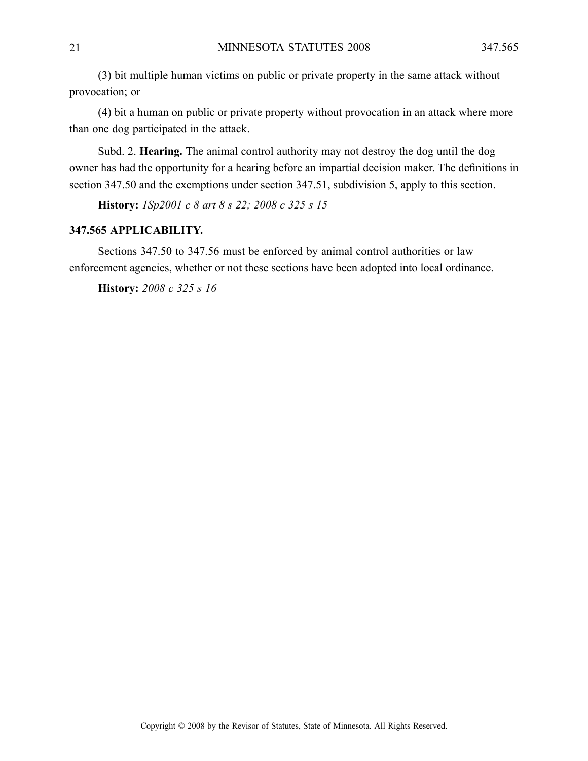(3) bit multiple human victims on public or private property in the same attack without provocation; or

(4) bit a human on public or private property without provocation in an attack where more than one dog participated in the attack.

Subd. 2. **Hearing.** The animal control authority may not destroy the dog until the dog owner has had the opportunity for a hearing before an impartial decision maker. The definitions in section 347.50 and the exemptions under section 347.51, subdivision 5, apply to this section.

**History:** *1Sp2001 c 8 art 8 s 22; 2008 c 325 s 15*

**347.565 APPLICABILITY.**

Sections 347.50 to 347.56 must be enforced by animal control authorities or law enforcement agencies, whether or not these sections have been adopted into local ordinance.

**History:** *2008 c 325 s 16*

Copyright © 2008 by the Revisor of Statutes, State of Minnesota. All Rights Reserved.